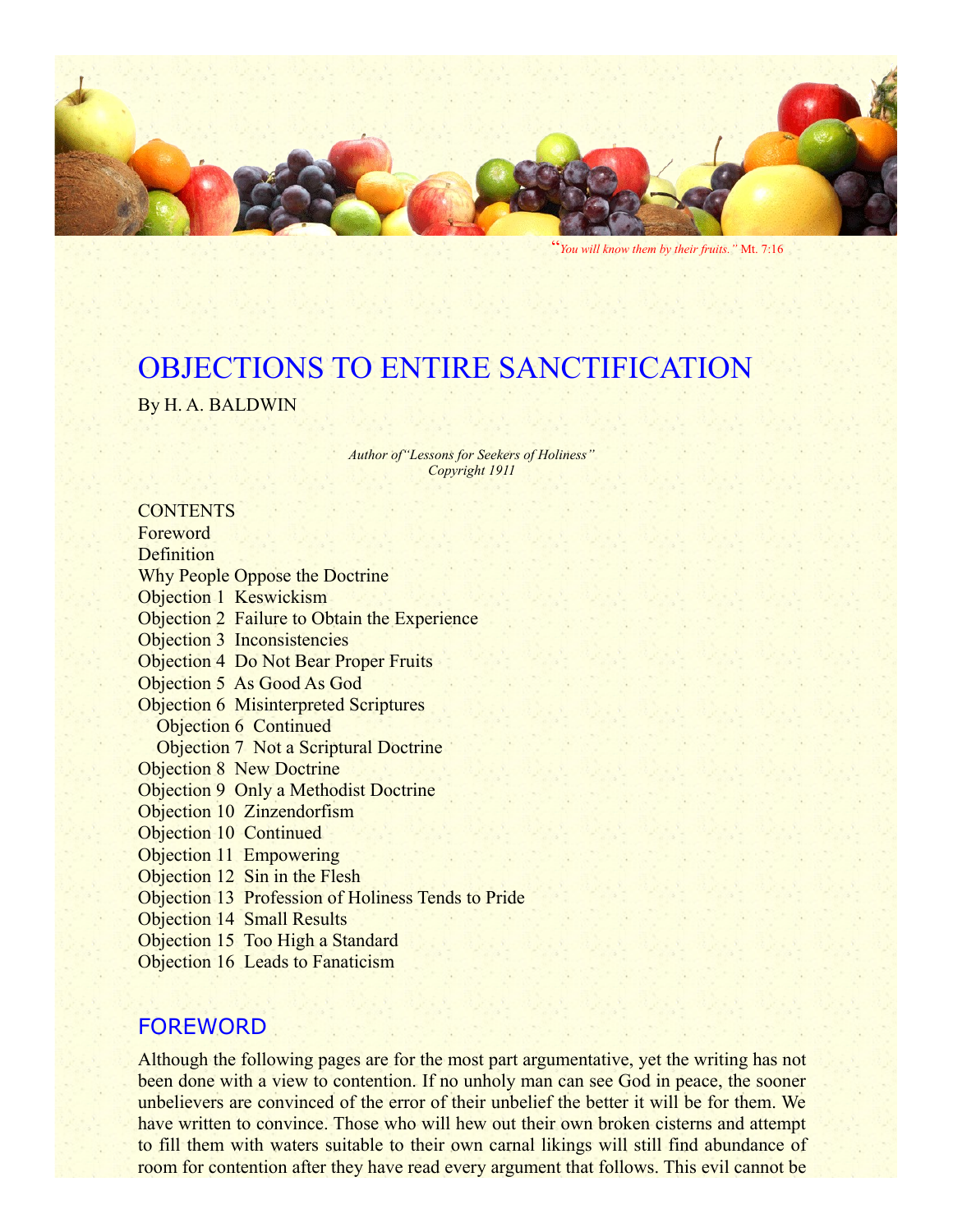*"You will know them by their fruits."* Mt. 7:16

# OBJECTIONS TO ENTIRE SANCTIFICATION

By H. A. BALDWIN

*Author of "Lessons for Seekers of Holiness"*
*Copyright 1911*

CONTENTS

- Foreword
- Definition
- Why People Oppose the Doctrine
- Objection 1 Keswickism
- Objection 2 Failure to Obtain the Experience
- Objection 3 Inconsistencies
- Objection 4 Do Not Bear Proper Fruits
- Objection 5 As Good As God
- Objection 6 Misinterpreted Scriptures
  - Objection 6 Continued
  - Objection 7 Not a Scriptural Doctrine
- Objection 8 New Doctrine
- Objection 9 Only a Methodist Doctrine
- Objection 10 Zinzendorfism
- Objection 10 Continued
- Objection 11 Empowering
- Objection 12 Sin in the Flesh
- Objection 13 Profession of Holiness Tends to Pride
- Objection 14 Small Results
- Objection 15 Too High a Standard
- Objection 16 Leads to Fanaticism

## FOREWORD

Although the following pages are for the most part argumentative, yet the writing has not been done with a view to contention. If no unholy man can see God in peace, the sooner unbelievers are convinced of the error of their unbelief the better it will be for them. We have written to convince. Those who will hew out their own broken cisterns and attempt to fill them with waters suitable to their own carnal likings will still find abundance of room for contention after they have read every argument that follows. This evil cannot be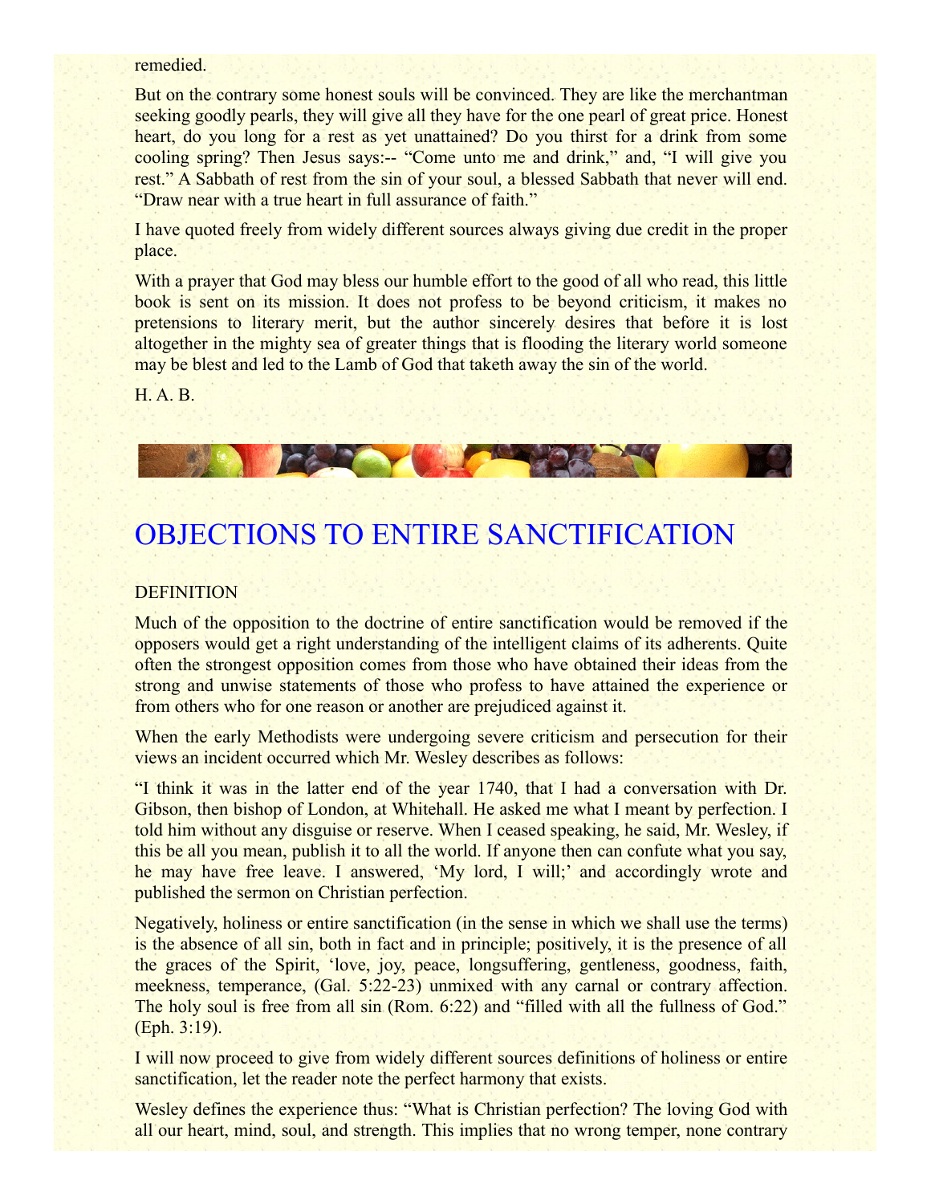remedied.

But on the contrary some honest souls will be convinced. They are like the merchantman seeking goodly pearls, they will give all they have for the one pearl of great price. Honest heart, do you long for a rest as yet unattained? Do you thirst for a drink from some cooling spring? Then Jesus says:-- "Come unto me and drink," and, "I will give you rest." A Sabbath of rest from the sin of your soul, a blessed Sabbath that never will end. "Draw near with a true heart in full assurance of faith."

I have quoted freely from widely different sources always giving due credit in the proper place.

With a prayer that God may bless our humble effort to the good of all who read, this little book is sent on its mission. It does not profess to be beyond criticism, it makes no pretensions to literary merit, but the author sincerely desires that before it is lost altogether in the mighty sea of greater things that is flooding the literary world someone may be blest and led to the Lamb of God that taketh away the sin of the world.

H. A. B.

# OBJECTIONS TO ENTIRE SANCTIFICATION

DEFINITION

Much of the opposition to the doctrine of entire sanctification would be removed if the opposers would get a right understanding of the intelligent claims of its adherents. Quite often the strongest opposition comes from those who have obtained their ideas from the strong and unwise statements of those who profess to have attained the experience or from others who for one reason or another are prejudiced against it.

When the early Methodists were undergoing severe criticism and persecution for their views an incident occurred which Mr. Wesley describes as follows:

"I think it was in the latter end of the year 1740, that I had a conversation with Dr. Gibson, then bishop of London, at Whitehall. He asked me what I meant by perfection. I told him without any disguise or reserve. When I ceased speaking, he said, Mr. Wesley, if this be all you mean, publish it to all the world. If anyone then can confute what you say, he may have free leave. I answered, 'My lord, I will;' and accordingly wrote and published the sermon on Christian perfection.

Negatively, holiness or entire sanctification (in the sense in which we shall use the terms) is the absence of all sin, both in fact and in principle; positively, it is the presence of all the graces of the Spirit, 'love, joy, peace, longsuffering, gentleness, goodness, faith, meekness, temperance, (Gal. 5:22-23) unmixed with any carnal or contrary affection. The holy soul is free from all sin (Rom. 6:22) and "filled with all the fullness of God." (Eph. 3:19).

I will now proceed to give from widely different sources definitions of holiness or entire sanctification, let the reader note the perfect harmony that exists.

Wesley defines the experience thus: "What is Christian perfection? The loving God with all our heart, mind, soul, and strength. This implies that no wrong temper, none contrary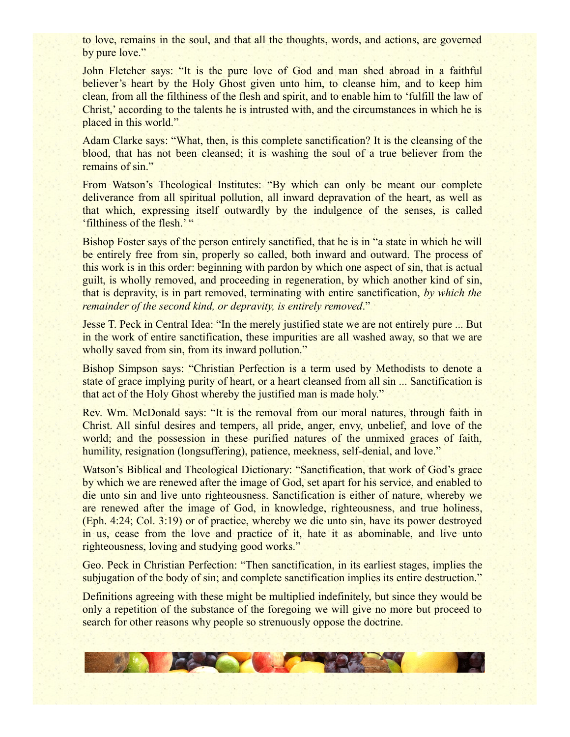to love, remains in the soul, and that all the thoughts, words, and actions, are governed by pure love."

John Fletcher says: "It is the pure love of God and man shed abroad in a faithful believer's heart by the Holy Ghost given unto him, to cleanse him, and to keep him clean, from all the filthiness of the flesh and spirit, and to enable him to 'fulfill the law of Christ,' according to the talents he is intrusted with, and the circumstances in which he is placed in this world."

Adam Clarke says: "What, then, is this complete sanctification? It is the cleansing of the blood, that has not been cleansed; it is washing the soul of a true believer from the remains of sin."

From Watson's Theological Institutes: "By which can only be meant our complete deliverance from all spiritual pollution, all inward depravation of the heart, as well as that which, expressing itself outwardly by the indulgence of the senses, is called 'filthiness of the flesh.' "

Bishop Foster says of the person entirely sanctified, that he is in "a state in which he will be entirely free from sin, properly so called, both inward and outward. The process of this work is in this order: beginning with pardon by which one aspect of sin, that is actual guilt, is wholly removed, and proceeding in regeneration, by which another kind of sin, that is depravity, is in part removed, terminating with entire sanctification, *by which the remainder of the second kind, or depravity, is entirely removed*."

Jesse T. Peck in Central Idea: "In the merely justified state we are not entirely pure ... But in the work of entire sanctification, these impurities are all washed away, so that we are wholly saved from sin, from its inward pollution."

Bishop Simpson says: "Christian Perfection is a term used by Methodists to denote a state of grace implying purity of heart, or a heart cleansed from all sin ... Sanctification is that act of the Holy Ghost whereby the justified man is made holy."

Rev. Wm. McDonald says: "It is the removal from our moral natures, through faith in Christ. All sinful desires and tempers, all pride, anger, envy, unbelief, and love of the world; and the possession in these purified natures of the unmixed graces of faith, humility, resignation (longsuffering), patience, meekness, self-denial, and love."

Watson's Biblical and Theological Dictionary: "Sanctification, that work of God's grace by which we are renewed after the image of God, set apart for his service, and enabled to die unto sin and live unto righteousness. Sanctification is either of nature, whereby we are renewed after the image of God, in knowledge, righteousness, and true holiness, (Eph. 4:24; Col. 3:19) or of practice, whereby we die unto sin, have its power destroyed in us, cease from the love and practice of it, hate it as abominable, and live unto righteousness, loving and studying good works."

Geo. Peck in Christian Perfection: "Then sanctification, in its earliest stages, implies the subjugation of the body of sin; and complete sanctification implies its entire destruction."

Definitions agreeing with these might be multiplied indefinitely, but since they would be only a repetition of the substance of the foregoing we will give no more but proceed to search for other reasons why people so strenuously oppose the doctrine.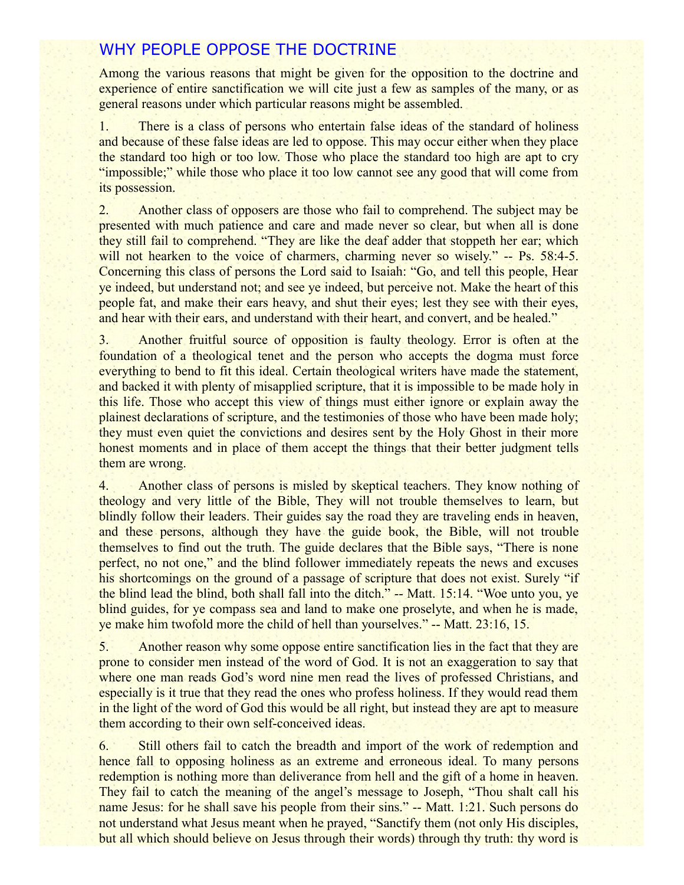## WHY PEOPLE OPPOSE THE DOCTRINE

Among the various reasons that might be given for the opposition to the doctrine and experience of entire sanctification we will cite just a few as samples of the many, or as general reasons under which particular reasons might be assembled.

1. There is a class of persons who entertain false ideas of the standard of holiness and because of these false ideas are led to oppose. This may occur either when they place the standard too high or too low. Those who place the standard too high are apt to cry "impossible;" while those who place it too low cannot see any good that will come from its possession.

2. Another class of opposers are those who fail to comprehend. The subject may be presented with much patience and care and made never so clear, but when all is done they still fail to comprehend. "They are like the deaf adder that stoppeth her ear; which will not hearken to the voice of charmers, charming never so wisely." -- Ps. 58:4-5. Concerning this class of persons the Lord said to Isaiah: "Go, and tell this people, Hear ye indeed, but understand not; and see ye indeed, but perceive not. Make the heart of this people fat, and make their ears heavy, and shut their eyes; lest they see with their eyes, and hear with their ears, and understand with their heart, and convert, and be healed."

3. Another fruitful source of opposition is faulty theology. Error is often at the foundation of a theological tenet and the person who accepts the dogma must force everything to bend to fit this ideal. Certain theological writers have made the statement, and backed it with plenty of misapplied scripture, that it is impossible to be made holy in this life. Those who accept this view of things must either ignore or explain away the plainest declarations of scripture, and the testimonies of those who have been made holy; they must even quiet the convictions and desires sent by the Holy Ghost in their more honest moments and in place of them accept the things that their better judgment tells them are wrong.

4. Another class of persons is misled by skeptical teachers. They know nothing of theology and very little of the Bible, They will not trouble themselves to learn, but blindly follow their leaders. Their guides say the road they are traveling ends in heaven, and these persons, although they have the guide book, the Bible, will not trouble themselves to find out the truth. The guide declares that the Bible says, "There is none perfect, no not one," and the blind follower immediately repeats the news and excuses his shortcomings on the ground of a passage of scripture that does not exist. Surely "if the blind lead the blind, both shall fall into the ditch." -- Matt. 15:14. "Woe unto you, ye blind guides, for ye compass sea and land to make one proselyte, and when he is made, ye make him twofold more the child of hell than yourselves." -- Matt. 23:16, 15.

5. Another reason why some oppose entire sanctification lies in the fact that they are prone to consider men instead of the word of God. It is not an exaggeration to say that where one man reads God's word nine men read the lives of professed Christians, and especially is it true that they read the ones who profess holiness. If they would read them in the light of the word of God this would be all right, but instead they are apt to measure them according to their own self-conceived ideas.

6. Still others fail to catch the breadth and import of the work of redemption and hence fall to opposing holiness as an extreme and erroneous ideal. To many persons redemption is nothing more than deliverance from hell and the gift of a home in heaven. They fail to catch the meaning of the angel's message to Joseph, "Thou shalt call his name Jesus: for he shall save his people from their sins." -- Matt. 1:21. Such persons do not understand what Jesus meant when he prayed, "Sanctify them (not only His disciples, but all which should believe on Jesus through their words) through thy truth: thy word is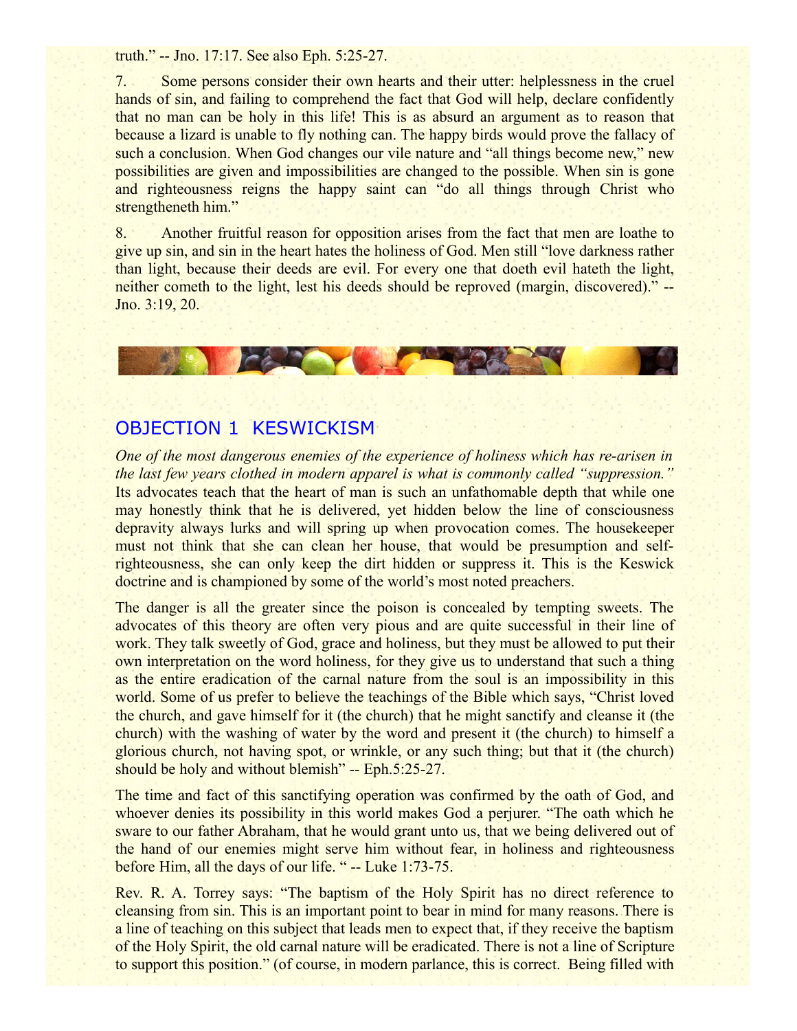truth." -- Jno. 17:17. See also Eph. 5:25-27.

7. Some persons consider their own hearts and their utter: helplessness in the cruel hands of sin, and failing to comprehend the fact that God will help, declare confidently that no man can be holy in this life! This is as absurd an argument as to reason that because a lizard is unable to fly nothing can. The happy birds would prove the fallacy of such a conclusion. When God changes our vile nature and "all things become new," new possibilities are given and impossibilities are changed to the possible. When sin is gone and righteousness reigns the happy saint can "do all things through Christ who strengtheneth him."

8. Another fruitful reason for opposition arises from the fact that men are loathe to give up sin, and sin in the heart hates the holiness of God. Men still "love darkness rather than light, because their deeds are evil. For every one that doeth evil hateth the light, neither cometh to the light, lest his deeds should be reproved (margin, discovered)." -- Jno. 3:19, 20.

## OBJECTION 1 KESWICKISM

*One of the most dangerous enemies of the experience of holiness which has re-arisen in the last few years clothed in modern apparel is what is commonly called "suppression."* Its advocates teach that the heart of man is such an unfathomable depth that while one may honestly think that he is delivered, yet hidden below the line of consciousness depravity always lurks and will spring up when provocation comes. The housekeeper must not think that she can clean her house, that would be presumption and self-righteousness, she can only keep the dirt hidden or suppress it. This is the Keswick doctrine and is championed by some of the world's most noted preachers.

The danger is all the greater since the poison is concealed by tempting sweets. The advocates of this theory are often very pious and are quite successful in their line of work. They talk sweetly of God, grace and holiness, but they must be allowed to put their own interpretation on the word holiness, for they give us to understand that such a thing as the entire eradication of the carnal nature from the soul is an impossibility in this world. Some of us prefer to believe the teachings of the Bible which says, "Christ loved the church, and gave himself for it (the church) that he might sanctify and cleanse it (the church) with the washing of water by the word and present it (the church) to himself a glorious church, not having spot, or wrinkle, or any such thing; but that it (the church) should be holy and without blemish" -- Eph.5:25-27.

The time and fact of this sanctifying operation was confirmed by the oath of God, and whoever denies its possibility in this world makes God a perjurer. "The oath which he sware to our father Abraham, that he would grant unto us, that we being delivered out of the hand of our enemies might serve him without fear, in holiness and righteousness before Him, all the days of our life. " -- Luke 1:73-75.

Rev. R. A. Torrey says: "The baptism of the Holy Spirit has no direct reference to cleansing from sin. This is an important point to bear in mind for many reasons. There is a line of teaching on this subject that leads men to expect that, if they receive the baptism of the Holy Spirit, the old carnal nature will be eradicated. There is not a line of Scripture to support this position." (of course, in modern parlance, this is correct. Being filled with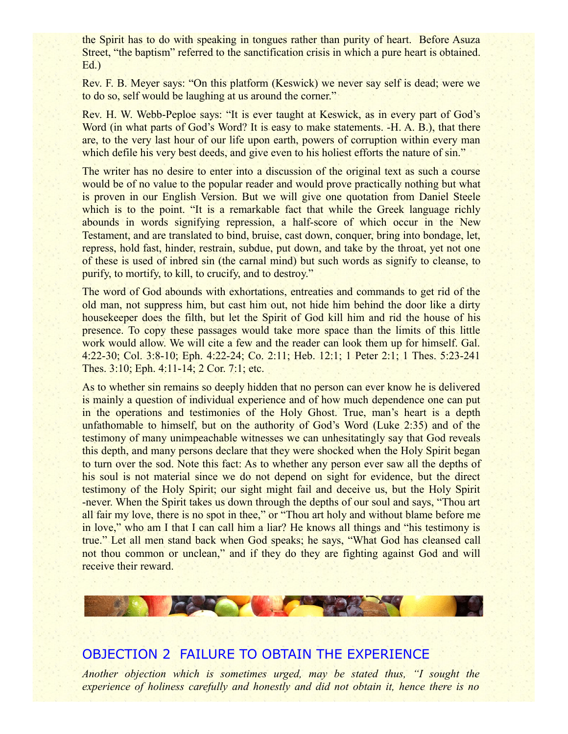the Spirit has to do with speaking in tongues rather than purity of heart. Before Asuza Street, "the baptism" referred to the sanctification crisis in which a pure heart is obtained. Ed.)

Rev. F. B. Meyer says: "On this platform (Keswick) we never say self is dead; were we to do so, self would be laughing at us around the corner."

Rev. H. W. Webb-Peploe says: "It is ever taught at Keswick, as in every part of God's Word (in what parts of God's Word? It is easy to make statements. -H. A. B.), that there are, to the very last hour of our life upon earth, powers of corruption within every man which defile his very best deeds, and give even to his holiest efforts the nature of sin."

The writer has no desire to enter into a discussion of the original text as such a course would be of no value to the popular reader and would prove practically nothing but what is proven in our English Version. But we will give one quotation from Daniel Steele which is to the point. "It is a remarkable fact that while the Greek language richly abounds in words signifying repression, a half-score of which occur in the New Testament, and are translated to bind, bruise, cast down, conquer, bring into bondage, let, repress, hold fast, hinder, restrain, subdue, put down, and take by the throat, yet not one of these is used of inbred sin (the carnal mind) but such words as signify to cleanse, to purify, to mortify, to kill, to crucify, and to destroy."

The word of God abounds with exhortations, entreaties and commands to get rid of the old man, not suppress him, but cast him out, not hide him behind the door like a dirty housekeeper does the filth, but let the Spirit of God kill him and rid the house of his presence. To copy these passages would take more space than the limits of this little work would allow. We will cite a few and the reader can look them up for himself. Gal. 4:22-30; Col. 3:8-10; Eph. 4:22-24; Co. 2:11; Heb. 12:1; 1 Peter 2:1; 1 Thes. 5:23-241 Thes. 3:10; Eph. 4:11-14; 2 Cor. 7:1; etc.

As to whether sin remains so deeply hidden that no person can ever know he is delivered is mainly a question of individual experience and of how much dependence one can put in the operations and testimonies of the Holy Ghost. True, man's heart is a depth unfathomable to himself, but on the authority of God's Word (Luke 2:35) and of the testimony of many unimpeachable witnesses we can unhesitatingly say that God reveals this depth, and many persons declare that they were shocked when the Holy Spirit began to turn over the sod. Note this fact: As to whether any person ever saw all the depths of his soul is not material since we do not depend on sight for evidence, but the direct testimony of the Holy Spirit; our sight might fail and deceive us, but the Holy Spirit -never. When the Spirit takes us down through the depths of our soul and says, "Thou art all fair my love, there is no spot in thee," or "Thou art holy and without blame before me in love," who am I that I can call him a liar? He knows all things and "his testimony is true." Let all men stand back when God speaks; he says, "What God has cleansed call not thou common or unclean," and if they do they are fighting against God and will receive their reward.

## OBJECTION 2 FAILURE TO OBTAIN THE EXPERIENCE

*Another objection which is sometimes urged, may be stated thus, "I sought the experience of holiness carefully and honestly and did not obtain it, hence there is no*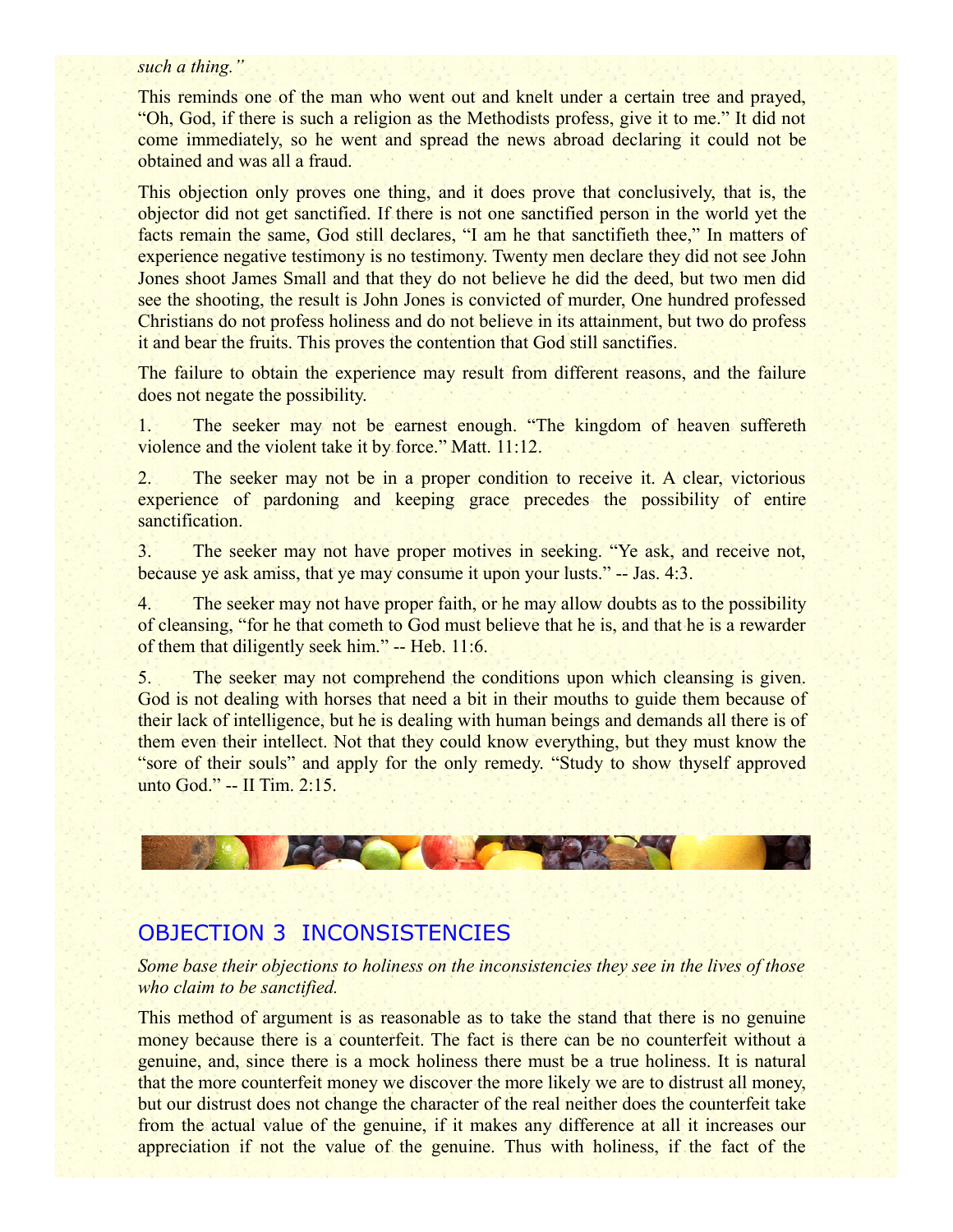*such a thing."*

This reminds one of the man who went out and knelt under a certain tree and prayed, "Oh, God, if there is such a religion as the Methodists profess, give it to me." It did not come immediately, so he went and spread the news abroad declaring it could not be obtained and was all a fraud.

This objection only proves one thing, and it does prove that conclusively, that is, the objector did not get sanctified. If there is not one sanctified person in the world yet the facts remain the same, God still declares, "I am he that sanctifieth thee," In matters of experience negative testimony is no testimony. Twenty men declare they did not see John Jones shoot James Small and that they do not believe he did the deed, but two men did see the shooting, the result is John Jones is convicted of murder, One hundred professed Christians do not profess holiness and do not believe in its attainment, but two do profess it and bear the fruits. This proves the contention that God still sanctifies.

The failure to obtain the experience may result from different reasons, and the failure does not negate the possibility.

1. The seeker may not be earnest enough. "The kingdom of heaven suffereth violence and the violent take it by force." Matt. 11:12.

2. The seeker may not be in a proper condition to receive it. A clear, victorious experience of pardoning and keeping grace precedes the possibility of entire sanctification.

3. The seeker may not have proper motives in seeking. "Ye ask, and receive not, because ye ask amiss, that ye may consume it upon your lusts." -- Jas. 4:3.

4. The seeker may not have proper faith, or he may allow doubts as to the possibility of cleansing, "for he that cometh to God must believe that he is, and that he is a rewarder of them that diligently seek him." -- Heb. 11:6.

5. The seeker may not comprehend the conditions upon which cleansing is given. God is not dealing with horses that need a bit in their mouths to guide them because of their lack of intelligence, but he is dealing with human beings and demands all there is of them even their intellect. Not that they could know everything, but they must know the "sore of their souls" and apply for the only remedy. "Study to show thyself approved unto God." -- II Tim. 2:15.

## OBJECTION 3 INCONSISTENCIES

*Some base their objections to holiness on the inconsistencies they see in the lives of those who claim to be sanctified.*

This method of argument is as reasonable as to take the stand that there is no genuine money because there is a counterfeit. The fact is there can be no counterfeit without a genuine, and, since there is a mock holiness there must be a true holiness. It is natural that the more counterfeit money we discover the more likely we are to distrust all money, but our distrust does not change the character of the real neither does the counterfeit take from the actual value of the genuine, if it makes any difference at all it increases our appreciation if not the value of the genuine. Thus with holiness, if the fact of the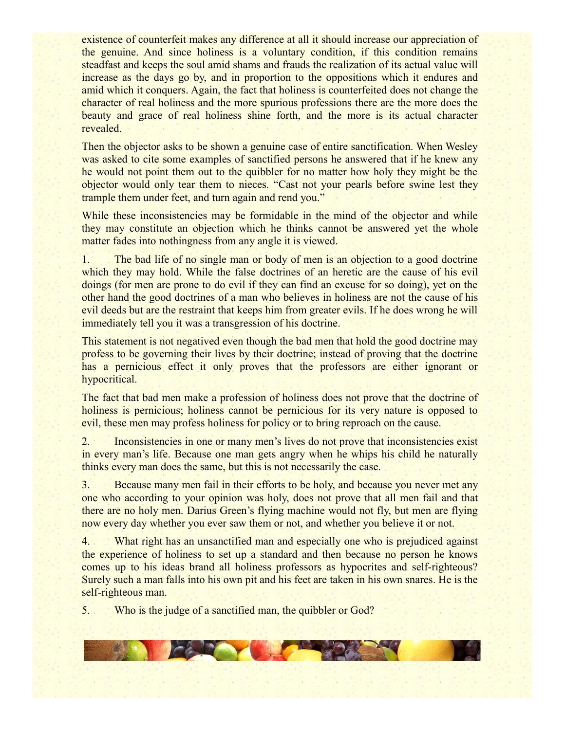existence of counterfeit makes any difference at all it should increase our appreciation of the genuine. And since holiness is a voluntary condition, if this condition remains steadfast and keeps the soul amid shams and frauds the realization of its actual value will increase as the days go by, and in proportion to the oppositions which it endures and amid which it conquers. Again, the fact that holiness is counterfeited does not change the character of real holiness and the more spurious professions there are the more does the beauty and grace of real holiness shine forth, and the more is its actual character revealed.

Then the objector asks to be shown a genuine case of entire sanctification. When Wesley was asked to cite some examples of sanctified persons he answered that if he knew any he would not point them out to the quibbler for no matter how holy they might be the objector would only tear them to nieces. "Cast not your pearls before swine lest they trample them under feet, and turn again and rend you."

While these inconsistencies may be formidable in the mind of the objector and while they may constitute an objection which he thinks cannot be answered yet the whole matter fades into nothingness from any angle it is viewed.

1. The bad life of no single man or body of men is an objection to a good doctrine which they may hold. While the false doctrines of an heretic are the cause of his evil doings (for men are prone to do evil if they can find an excuse for so doing), yet on the other hand the good doctrines of a man who believes in holiness are not the cause of his evil deeds but are the restraint that keeps him from greater evils. If he does wrong he will immediately tell you it was a transgression of his doctrine.

This statement is not negatived even though the bad men that hold the good doctrine may profess to be governing their lives by their doctrine; instead of proving that the doctrine has a pernicious effect it only proves that the professors are either ignorant or hypocritical.

The fact that bad men make a profession of holiness does not prove that the doctrine of holiness is pernicious; holiness cannot be pernicious for its very nature is opposed to evil, these men may profess holiness for policy or to bring reproach on the cause.

2. Inconsistencies in one or many men's lives do not prove that inconsistencies exist in every man's life. Because one man gets angry when he whips his child he naturally thinks every man does the same, but this is not necessarily the case.

3. Because many men fail in their efforts to be holy, and because you never met any one who according to your opinion was holy, does not prove that all men fail and that there are no holy men. Darius Green's flying machine would not fly, but men are flying now every day whether you ever saw them or not, and whether you believe it or not.

4. What right has an unsanctified man and especially one who is prejudiced against the experience of holiness to set up a standard and then because no person he knows comes up to his ideas brand all holiness professors as hypocrites and self-righteous? Surely such a man falls into his own pit and his feet are taken in his own snares. He is the self-righteous man.

5. Who is the judge of a sanctified man, the quibbler or God?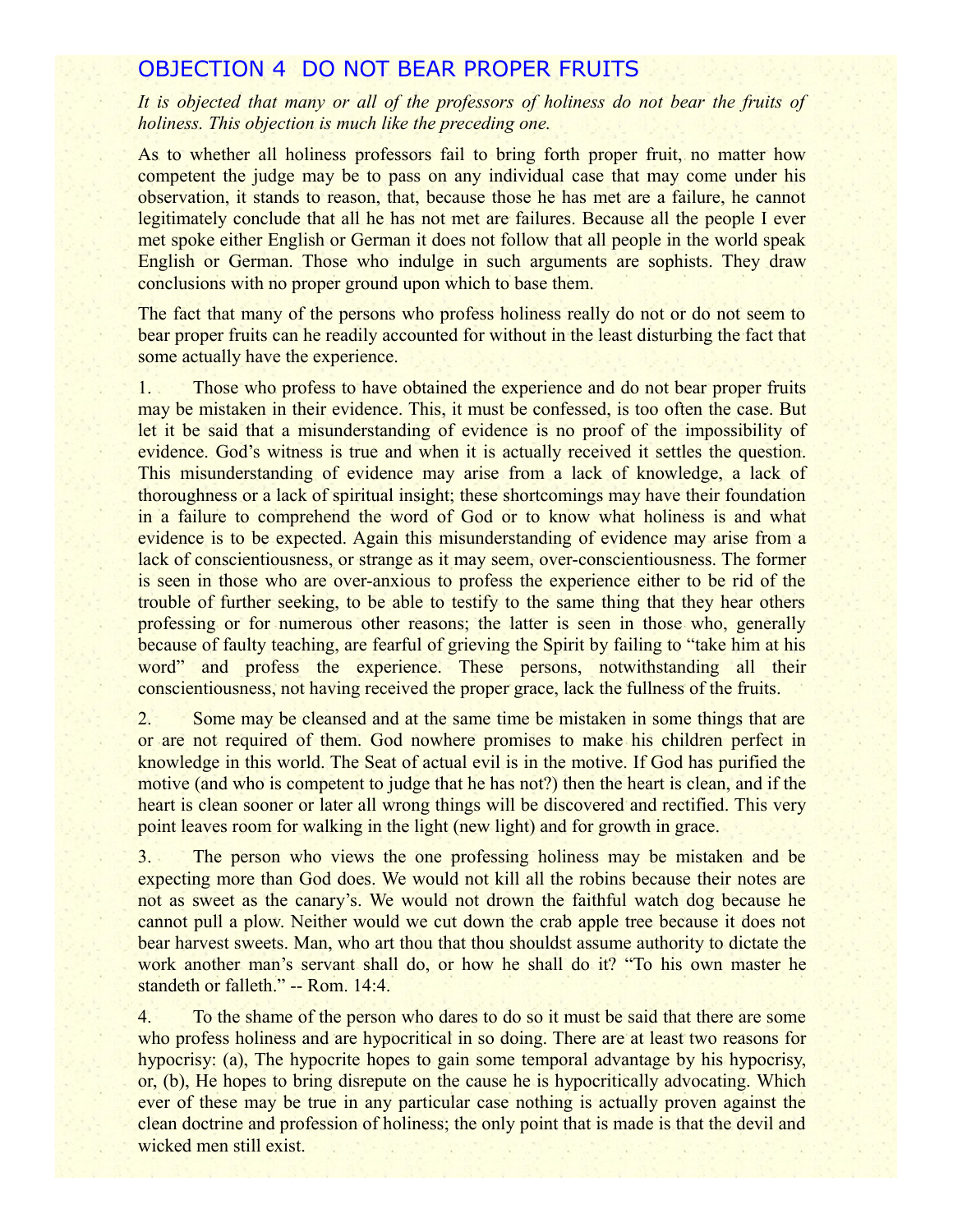## OBJECTION 4 DO NOT BEAR PROPER FRUITS

*It is objected that many or all of the professors of holiness do not bear the fruits of holiness. This objection is much like the preceding one.*

As to whether all holiness professors fail to bring forth proper fruit, no matter how competent the judge may be to pass on any individual case that may come under his observation, it stands to reason, that, because those he has met are a failure, he cannot legitimately conclude that all he has not met are failures. Because all the people I ever met spoke either English or German it does not follow that all people in the world speak English or German. Those who indulge in such arguments are sophists. They draw conclusions with no proper ground upon which to base them.

The fact that many of the persons who profess holiness really do not or do not seem to bear proper fruits can he readily accounted for without in the least disturbing the fact that some actually have the experience.

1. Those who profess to have obtained the experience and do not bear proper fruits may be mistaken in their evidence. This, it must be confessed, is too often the case. But let it be said that a misunderstanding of evidence is no proof of the impossibility of evidence. God's witness is true and when it is actually received it settles the question. This misunderstanding of evidence may arise from a lack of knowledge, a lack of thoroughness or a lack of spiritual insight; these shortcomings may have their foundation in a failure to comprehend the word of God or to know what holiness is and what evidence is to be expected. Again this misunderstanding of evidence may arise from a lack of conscientiousness, or strange as it may seem, over-conscientiousness. The former is seen in those who are over-anxious to profess the experience either to be rid of the trouble of further seeking, to be able to testify to the same thing that they hear others professing or for numerous other reasons; the latter is seen in those who, generally because of faulty teaching, are fearful of grieving the Spirit by failing to "take him at his word" and profess the experience. These persons, notwithstanding all their conscientiousness, not having received the proper grace, lack the fullness of the fruits.

2. Some may be cleansed and at the same time be mistaken in some things that are or are not required of them. God nowhere promises to make his children perfect in knowledge in this world. The Seat of actual evil is in the motive. If God has purified the motive (and who is competent to judge that he has not?) then the heart is clean, and if the heart is clean sooner or later all wrong things will be discovered and rectified. This very point leaves room for walking in the light (new light) and for growth in grace.

3. The person who views the one professing holiness may be mistaken and be expecting more than God does. We would not kill all the robins because their notes are not as sweet as the canary's. We would not drown the faithful watch dog because he cannot pull a plow. Neither would we cut down the crab apple tree because it does not bear harvest sweets. Man, who art thou that thou shouldst assume authority to dictate the work another man's servant shall do, or how he shall do it? "To his own master he standeth or falleth." -- Rom. 14:4.

4. To the shame of the person who dares to do so it must be said that there are some who profess holiness and are hypocritical in so doing. There are at least two reasons for hypocrisy: (a), The hypocrite hopes to gain some temporal advantage by his hypocrisy, or, (b), He hopes to bring disrepute on the cause he is hypocritically advocating. Which ever of these may be true in any particular case nothing is actually proven against the clean doctrine and profession of holiness; the only point that is made is that the devil and wicked men still exist.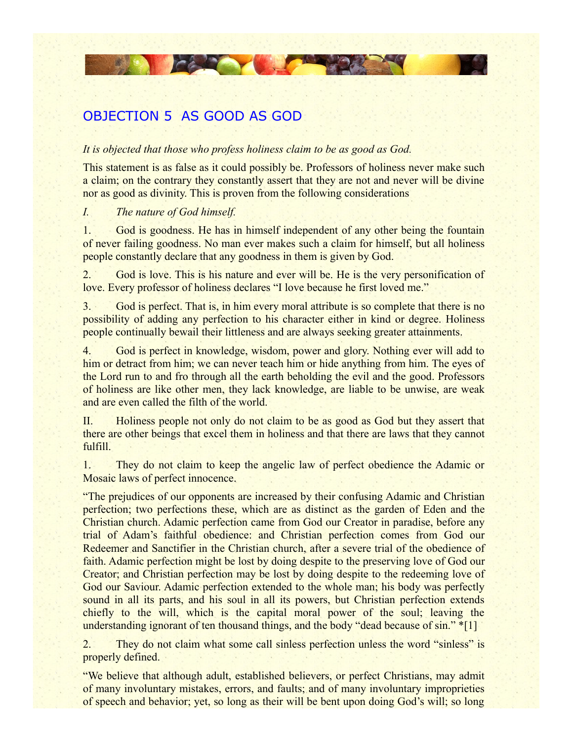## OBJECTION 5 AS GOOD AS GOD

*It is objected that those who profess holiness claim to be as good as God.*

This statement is as false as it could possibly be. Professors of holiness never make such a claim; on the contrary they constantly assert that they are not and never will be divine nor as good as divinity. This is proven from the following considerations

*I. The nature of God himself.*

1. God is goodness. He has in himself independent of any other being the fountain of never failing goodness. No man ever makes such a claim for himself, but all holiness people constantly declare that any goodness in them is given by God.

2. God is love. This is his nature and ever will be. He is the very personification of love. Every professor of holiness declares "I love because he first loved me."

3. God is perfect. That is, in him every moral attribute is so complete that there is no possibility of adding any perfection to his character either in kind or degree. Holiness people continually bewail their littleness and are always seeking greater attainments.

4. God is perfect in knowledge, wisdom, power and glory. Nothing ever will add to him or detract from him; we can never teach him or hide anything from him. The eyes of the Lord run to and fro through all the earth beholding the evil and the good. Professors of holiness are like other men, they lack knowledge, are liable to be unwise, are weak and are even called the filth of the world.

II. Holiness people not only do not claim to be as good as God but they assert that there are other beings that excel them in holiness and that there are laws that they cannot fulfill.

1. They do not claim to keep the angelic law of perfect obedience the Adamic or Mosaic laws of perfect innocence.

"The prejudices of our opponents are increased by their confusing Adamic and Christian perfection; two perfections these, which are as distinct as the garden of Eden and the Christian church. Adamic perfection came from God our Creator in paradise, before any trial of Adam's faithful obedience: and Christian perfection comes from God our Redeemer and Sanctifier in the Christian church, after a severe trial of the obedience of faith. Adamic perfection might be lost by doing despite to the preserving love of God our Creator; and Christian perfection may be lost by doing despite to the redeeming love of God our Saviour. Adamic perfection extended to the whole man; his body was perfectly sound in all its parts, and his soul in all its powers, but Christian perfection extends chiefly to the will, which is the capital moral power of the soul; leaving the understanding ignorant of ten thousand things, and the body "dead because of sin." *[1]

2. They do not claim what some call sinless perfection unless the word "sinless" is properly defined.

"We believe that although adult, established believers, or perfect Christians, may admit of many involuntary mistakes, errors, and faults; and of many involuntary improprieties of speech and behavior; yet, so long as their will be bent upon doing God's will; so long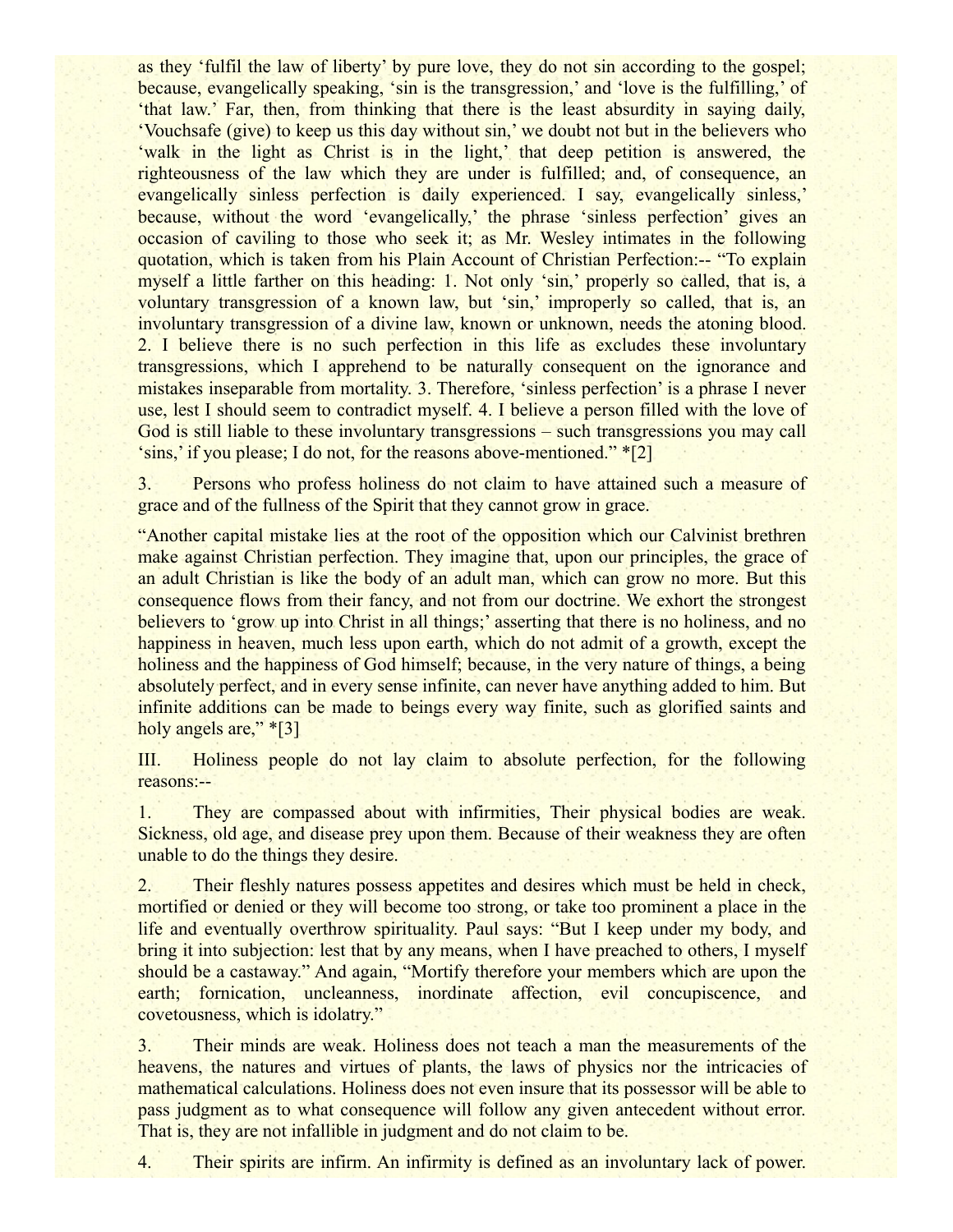as they 'fulfil the law of liberty' by pure love, they do not sin according to the gospel; because, evangelically speaking, 'sin is the transgression,' and 'love is the fulfilling,' of 'that law.' Far, then, from thinking that there is the least absurdity in saying daily, 'Vouchsafe (give) to keep us this day without sin,' we doubt not but in the believers who 'walk in the light as Christ is in the light,' that deep petition is answered, the righteousness of the law which they are under is fulfilled; and, of consequence, an evangelically sinless perfection is daily experienced. I say, evangelically sinless,' because, without the word 'evangelically,' the phrase 'sinless perfection' gives an occasion of caviling to those who seek it; as Mr. Wesley intimates in the following quotation, which is taken from his Plain Account of Christian Perfection:-- "To explain myself a little farther on this heading: 1. Not only 'sin,' properly so called, that is, a voluntary transgression of a known law, but 'sin,' improperly so called, that is, an involuntary transgression of a divine law, known or unknown, needs the atoning blood. 2. I believe there is no such perfection in this life as excludes these involuntary transgressions, which I apprehend to be naturally consequent on the ignorance and mistakes inseparable from mortality. 3. Therefore, 'sinless perfection' is a phrase I never use, lest I should seem to contradict myself. 4. I believe a person filled with the love of God is still liable to these involuntary transgressions – such transgressions you may call 'sins,' if you please; I do not, for the reasons above-mentioned." *[2]

3. Persons who profess holiness do not claim to have attained such a measure of grace and of the fullness of the Spirit that they cannot grow in grace.

"Another capital mistake lies at the root of the opposition which our Calvinist brethren make against Christian perfection. They imagine that, upon our principles, the grace of an adult Christian is like the body of an adult man, which can grow no more. But this consequence flows from their fancy, and not from our doctrine. We exhort the strongest believers to 'grow up into Christ in all things;' asserting that there is no holiness, and no happiness in heaven, much less upon earth, which do not admit of a growth, except the holiness and the happiness of God himself; because, in the very nature of things, a being absolutely perfect, and in every sense infinite, can never have anything added to him. But infinite additions can be made to beings every way finite, such as glorified saints and holy angels are," *[3]

III. Holiness people do not lay claim to absolute perfection, for the following reasons:--

1. They are compassed about with infirmities, Their physical bodies are weak. Sickness, old age, and disease prey upon them. Because of their weakness they are often unable to do the things they desire.

2. Their fleshly natures possess appetites and desires which must be held in check, mortified or denied or they will become too strong, or take too prominent a place in the life and eventually overthrow spirituality. Paul says: "But I keep under my body, and bring it into subjection: lest that by any means, when I have preached to others, I myself should be a castaway." And again, "Mortify therefore your members which are upon the earth; fornication, uncleanness, inordinate affection, evil concupiscence, and covetousness, which is idolatry."

3. Their minds are weak. Holiness does not teach a man the measurements of the heavens, the natures and virtues of plants, the laws of physics nor the intricacies of mathematical calculations. Holiness does not even insure that its possessor will be able to pass judgment as to what consequence will follow any given antecedent without error. That is, they are not infallible in judgment and do not claim to be.

4. Their spirits are infirm. An infirmity is defined as an involuntary lack of power.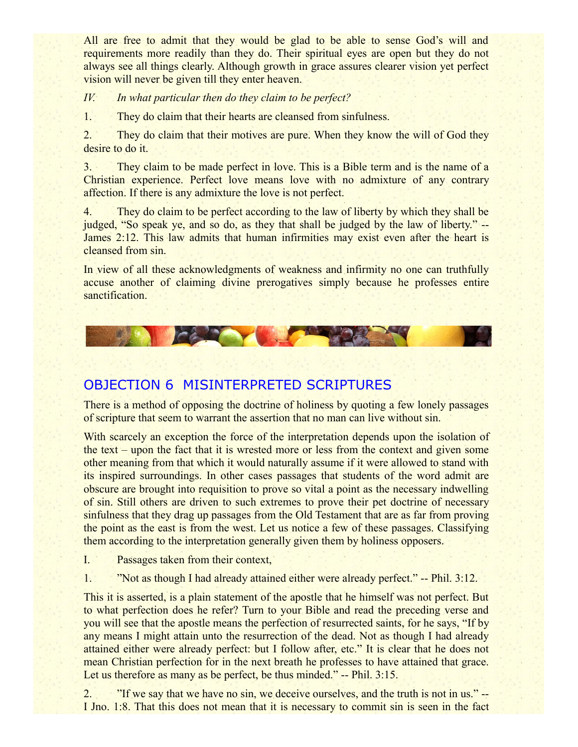All are free to admit that they would be glad to be able to sense God's will and requirements more readily than they do. Their spiritual eyes are open but they do not always see all things clearly. Although growth in grace assures clearer vision yet perfect vision will never be given till they enter heaven.

*IV. In what particular then do they claim to be perfect?*

1. They do claim that their hearts are cleansed from sinfulness.

2. They do claim that their motives are pure. When they know the will of God they desire to do it.

3. They claim to be made perfect in love. This is a Bible term and is the name of a Christian experience. Perfect love means love with no admixture of any contrary affection. If there is any admixture the love is not perfect.

4. They do claim to be perfect according to the law of liberty by which they shall be judged, "So speak ye, and so do, as they that shall be judged by the law of liberty." -- James 2:12. This law admits that human infirmities may exist even after the heart is cleansed from sin.

In view of all these acknowledgments of weakness and infirmity no one can truthfully accuse another of claiming divine prerogatives simply because he professes entire sanctification.

## OBJECTION 6 MISINTERPRETED SCRIPTURES

There is a method of opposing the doctrine of holiness by quoting a few lonely passages of scripture that seem to warrant the assertion that no man can live without sin.

With scarcely an exception the force of the interpretation depends upon the isolation of the text – upon the fact that it is wrested more or less from the context and given some other meaning from that which it would naturally assume if it were allowed to stand with its inspired surroundings. In other cases passages that students of the word admit are obscure are brought into requisition to prove so vital a point as the necessary indwelling of sin. Still others are driven to such extremes to prove their pet doctrine of necessary sinfulness that they drag up passages from the Old Testament that are as far from proving the point as the east is from the west. Let us notice a few of these passages. Classifying them according to the interpretation generally given them by holiness opposers.

I. Passages taken from their context,

1. "Not as though I had already attained either were already perfect." -- Phil. 3:12.

This it is asserted, is a plain statement of the apostle that he himself was not perfect. But to what perfection does he refer? Turn to your Bible and read the preceding verse and you will see that the apostle means the perfection of resurrected saints, for he says, "If by any means I might attain unto the resurrection of the dead. Not as though I had already attained either were already perfect: but I follow after, etc." It is clear that he does not mean Christian perfection for in the next breath he professes to have attained that grace. Let us therefore as many as be perfect, be thus minded." -- Phil. 3:15.

2. "If we say that we have no sin, we deceive ourselves, and the truth is not in us." -- I Jno. 1:8. That this does not mean that it is necessary to commit sin is seen in the fact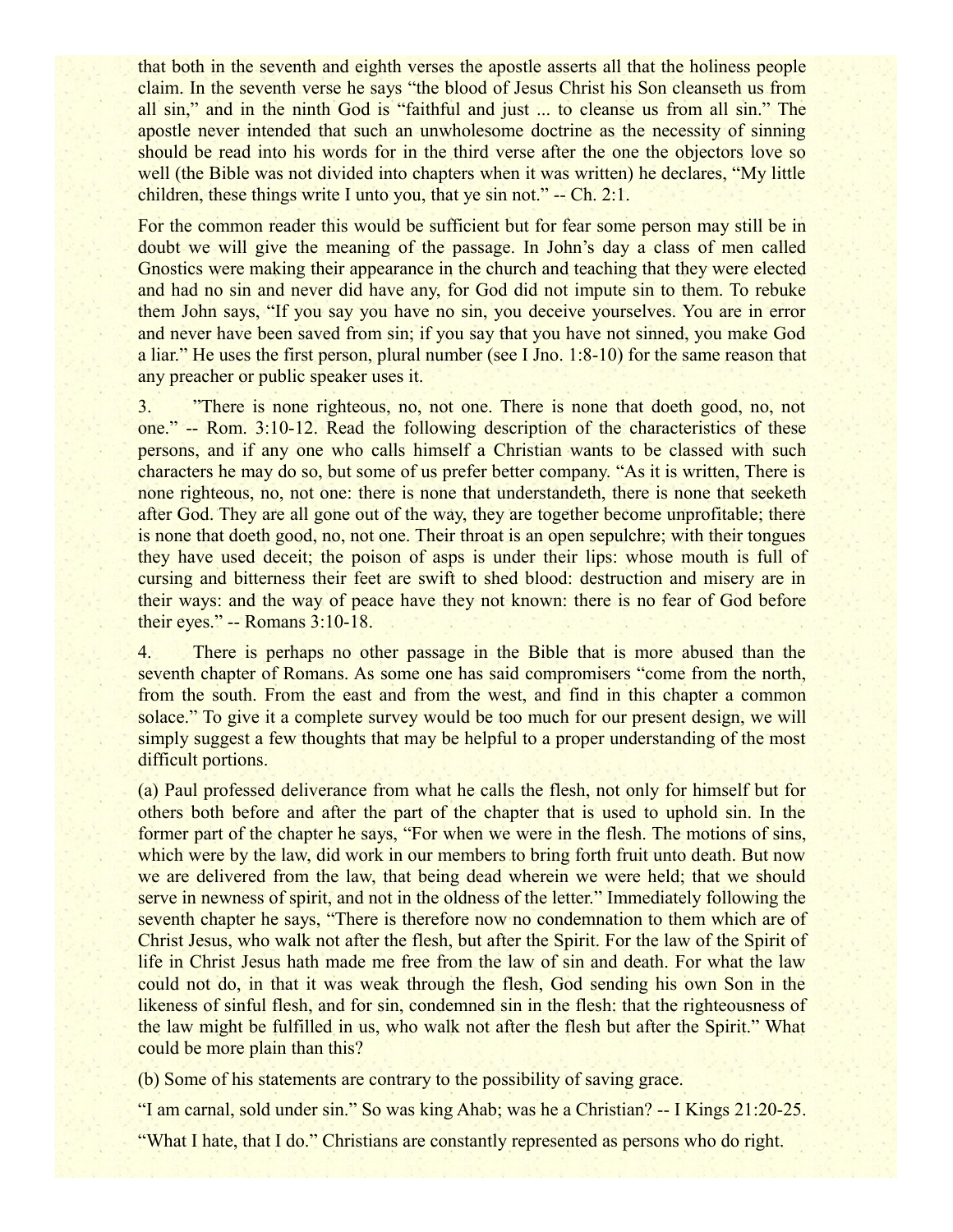that both in the seventh and eighth verses the apostle asserts all that the holiness people claim. In the seventh verse he says "the blood of Jesus Christ his Son cleanseth us from all sin," and in the ninth God is "faithful and just ... to cleanse us from all sin." The apostle never intended that such an unwholesome doctrine as the necessity of sinning should be read into his words for in the third verse after the one the objectors love so well (the Bible was not divided into chapters when it was written) he declares, "My little children, these things write I unto you, that ye sin not." -- Ch. 2:1.

For the common reader this would be sufficient but for fear some person may still be in doubt we will give the meaning of the passage. In John's day a class of men called Gnostics were making their appearance in the church and teaching that they were elected and had no sin and never did have any, for God did not impute sin to them. To rebuke them John says, "If you say you have no sin, you deceive yourselves. You are in error and never have been saved from sin; if you say that you have not sinned, you make God a liar." He uses the first person, plural number (see I Jno. 1:8-10) for the same reason that any preacher or public speaker uses it.

3. "There is none righteous, no, not one. There is none that doeth good, no, not one." -- Rom. 3:10-12. Read the following description of the characteristics of these persons, and if any one who calls himself a Christian wants to be classed with such characters he may do so, but some of us prefer better company. "As it is written, There is none righteous, no, not one: there is none that understandeth, there is none that seeketh after God. They are all gone out of the way, they are together become unprofitable; there is none that doeth good, no, not one. Their throat is an open sepulchre; with their tongues they have used deceit; the poison of asps is under their lips: whose mouth is full of cursing and bitterness their feet are swift to shed blood: destruction and misery are in their ways: and the way of peace have they not known: there is no fear of God before their eyes." -- Romans 3:10-18.

4. There is perhaps no other passage in the Bible that is more abused than the seventh chapter of Romans. As some one has said compromisers "come from the north, from the south. From the east and from the west, and find in this chapter a common solace." To give it a complete survey would be too much for our present design, we will simply suggest a few thoughts that may be helpful to a proper understanding of the most difficult portions.

(a) Paul professed deliverance from what he calls the flesh, not only for himself but for others both before and after the part of the chapter that is used to uphold sin. In the former part of the chapter he says, "For when we were in the flesh. The motions of sins, which were by the law, did work in our members to bring forth fruit unto death. But now we are delivered from the law, that being dead wherein we were held; that we should serve in newness of spirit, and not in the oldness of the letter." Immediately following the seventh chapter he says, "There is therefore now no condemnation to them which are of Christ Jesus, who walk not after the flesh, but after the Spirit. For the law of the Spirit of life in Christ Jesus hath made me free from the law of sin and death. For what the law could not do, in that it was weak through the flesh, God sending his own Son in the likeness of sinful flesh, and for sin, condemned sin in the flesh: that the righteousness of the law might be fulfilled in us, who walk not after the flesh but after the Spirit." What could be more plain than this?

(b) Some of his statements are contrary to the possibility of saving grace.

"I am carnal, sold under sin." So was king Ahab; was he a Christian? -- I Kings 21:20-25.

"What I hate, that I do." Christians are constantly represented as persons who do right.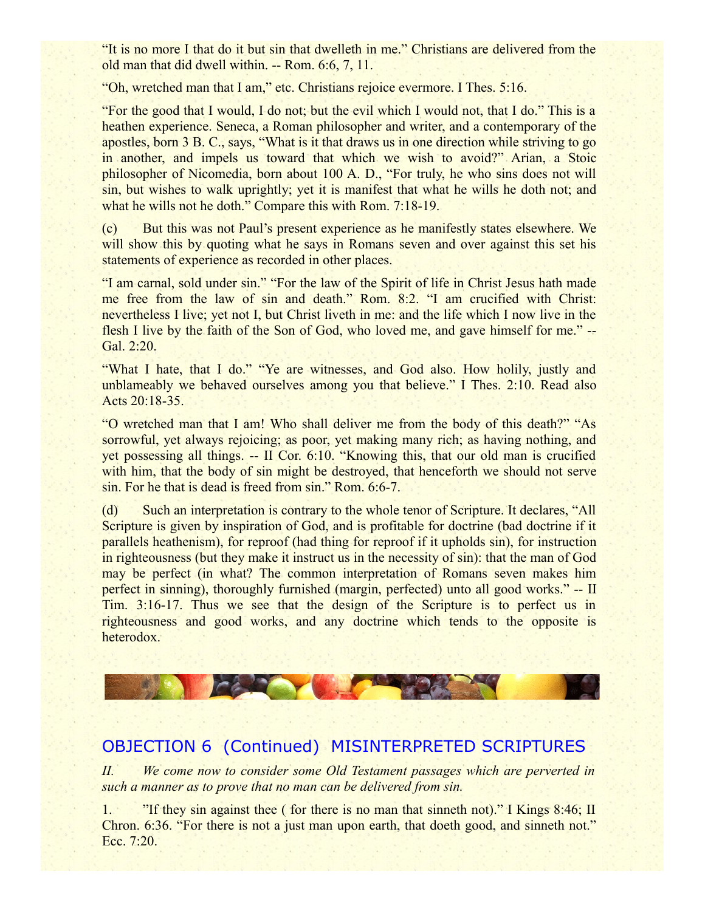"It is no more I that do it but sin that dwelleth in me." Christians are delivered from the old man that did dwell within. -- Rom. 6:6, 7, 11.

"Oh, wretched man that I am," etc. Christians rejoice evermore. I Thes. 5:16.

"For the good that I would, I do not; but the evil which I would not, that I do." This is a heathen experience. Seneca, a Roman philosopher and writer, and a contemporary of the apostles, born 3 B. C., says, "What is it that draws us in one direction while striving to go in another, and impels us toward that which we wish to avoid?" Arian, a Stoic philosopher of Nicomedia, born about 100 A. D., "For truly, he who sins does not will sin, but wishes to walk uprightly; yet it is manifest that what he wills he doth not; and what he wills not he doth." Compare this with Rom. 7:18-19.

(c) But this was not Paul's present experience as he manifestly states elsewhere. We will show this by quoting what he says in Romans seven and over against this set his statements of experience as recorded in other places.

"I am carnal, sold under sin." "For the law of the Spirit of life in Christ Jesus hath made me free from the law of sin and death." Rom. 8:2. "I am crucified with Christ: nevertheless I live; yet not I, but Christ liveth in me: and the life which I now live in the flesh I live by the faith of the Son of God, who loved me, and gave himself for me." -- Gal. 2:20.

"What I hate, that I do." "Ye are witnesses, and God also. How holily, justly and unblameably we behaved ourselves among you that believe." I Thes. 2:10. Read also Acts 20:18-35.

"O wretched man that I am! Who shall deliver me from the body of this death?" "As sorrowful, yet always rejoicing; as poor, yet making many rich; as having nothing, and yet possessing all things. -- II Cor. 6:10. "Knowing this, that our old man is crucified with him, that the body of sin might be destroyed, that henceforth we should not serve sin. For he that is dead is freed from sin." Rom. 6:6-7.

(d) Such an interpretation is contrary to the whole tenor of Scripture. It declares, "All Scripture is given by inspiration of God, and is profitable for doctrine (bad doctrine if it parallels heathenism), for reproof (had thing for reproof if it upholds sin), for instruction in righteousness (but they make it instruct us in the necessity of sin): that the man of God may be perfect (in what? The common interpretation of Romans seven makes him perfect in sinning), thoroughly furnished (margin, perfected) unto all good works." -- II Tim. 3:16-17. Thus we see that the design of the Scripture is to perfect us in righteousness and good works, and any doctrine which tends to the opposite is heterodox.

## OBJECTION 6 (Continued) MISINTERPRETED SCRIPTURES

*II. We come now to consider some Old Testament passages which are perverted in such a manner as to prove that no man can be delivered from sin.*

1. "If they sin against thee ( for there is no man that sinneth not)." I Kings 8:46; II Chron. 6:36. "For there is not a just man upon earth, that doeth good, and sinneth not." Ecc. 7:20.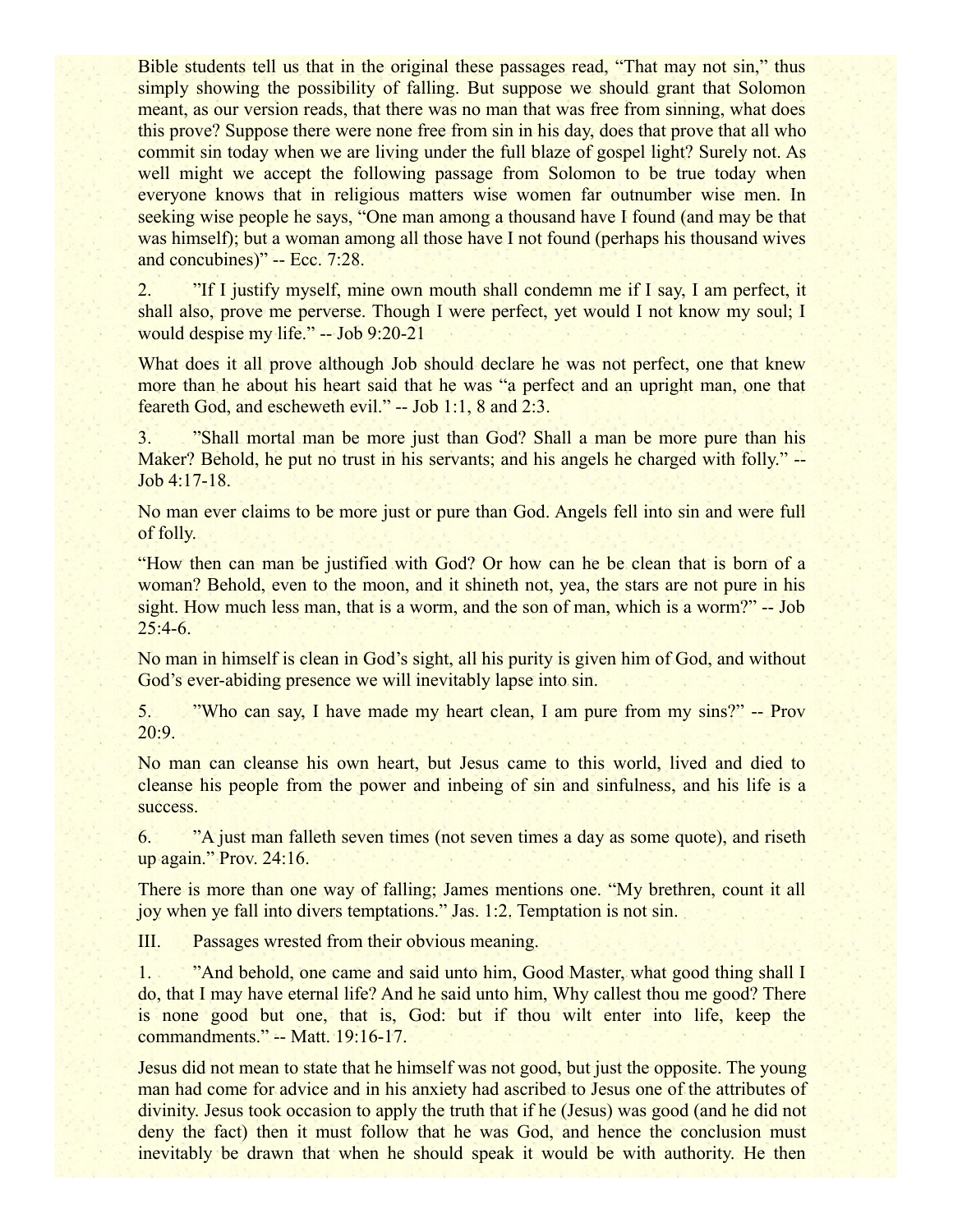Bible students tell us that in the original these passages read, “That may not sin,” thus simply showing the possibility of falling. But suppose we should grant that Solomon meant, as our version reads, that there was no man that was free from sinning, what does this prove? Suppose there were none free from sin in his day, does that prove that all who commit sin today when we are living under the full blaze of gospel light? Surely not. As well might we accept the following passage from Solomon to be true today when everyone knows that in religious matters wise women far outnumber wise men. In seeking wise people he says, “One man among a thousand have I found (and may be that was himself); but a woman among all those have I not found (perhaps his thousand wives and concubines)” -- Ecc. 7:28.

2. ”If I justify myself, mine own mouth shall condemn me if I say, I am perfect, it shall also, prove me perverse. Though I were perfect, yet would I not know my soul; I would despise my life.” -- Job 9:20-21

What does it all prove although Job should declare he was not perfect, one that knew more than he about his heart said that he was “a perfect and an upright man, one that feareth God, and escheweth evil.” -- Job 1:1, 8 and 2:3.

3. ”Shall mortal man be more just than God? Shall a man be more pure than his Maker? Behold, he put no trust in his servants; and his angels he charged with folly.” -- Job 4:17-18.

No man ever claims to be more just or pure than God. Angels fell into sin and were full of folly.

“How then can man be justified with God? Or how can he be clean that is born of a woman? Behold, even to the moon, and it shineth not, yea, the stars are not pure in his sight. How much less man, that is a worm, and the son of man, which is a worm?” -- Job 25:4-6.

No man in himself is clean in God’s sight, all his purity is given him of God, and without God’s ever-abiding presence we will inevitably lapse into sin.

5. ”Who can say, I have made my heart clean, I am pure from my sins?” -- Prov 20:9.

No man can cleanse his own heart, but Jesus came to this world, lived and died to cleanse his people from the power and inbeing of sin and sinfulness, and his life is a success.

6. ”A just man falleth seven times (not seven times a day as some quote), and riseth up again.” Prov. 24:16.

There is more than one way of falling; James mentions one. “My brethren, count it all joy when ye fall into divers temptations.” Jas. 1:2. Temptation is not sin.

III. Passages wrested from their obvious meaning.

1. ”And behold, one came and said unto him, Good Master, what good thing shall I do, that I may have eternal life? And he said unto him, Why callest thou me good? There is none good but one, that is, God: but if thou wilt enter into life, keep the commandments.” -- Matt. 19:16-17.

Jesus did not mean to state that he himself was not good, but just the opposite. The young man had come for advice and in his anxiety had ascribed to Jesus one of the attributes of divinity. Jesus took occasion to apply the truth that if he (Jesus) was good (and he did not deny the fact) then it must follow that he was God, and hence the conclusion must inevitably be drawn that when he should speak it would be with authority. He then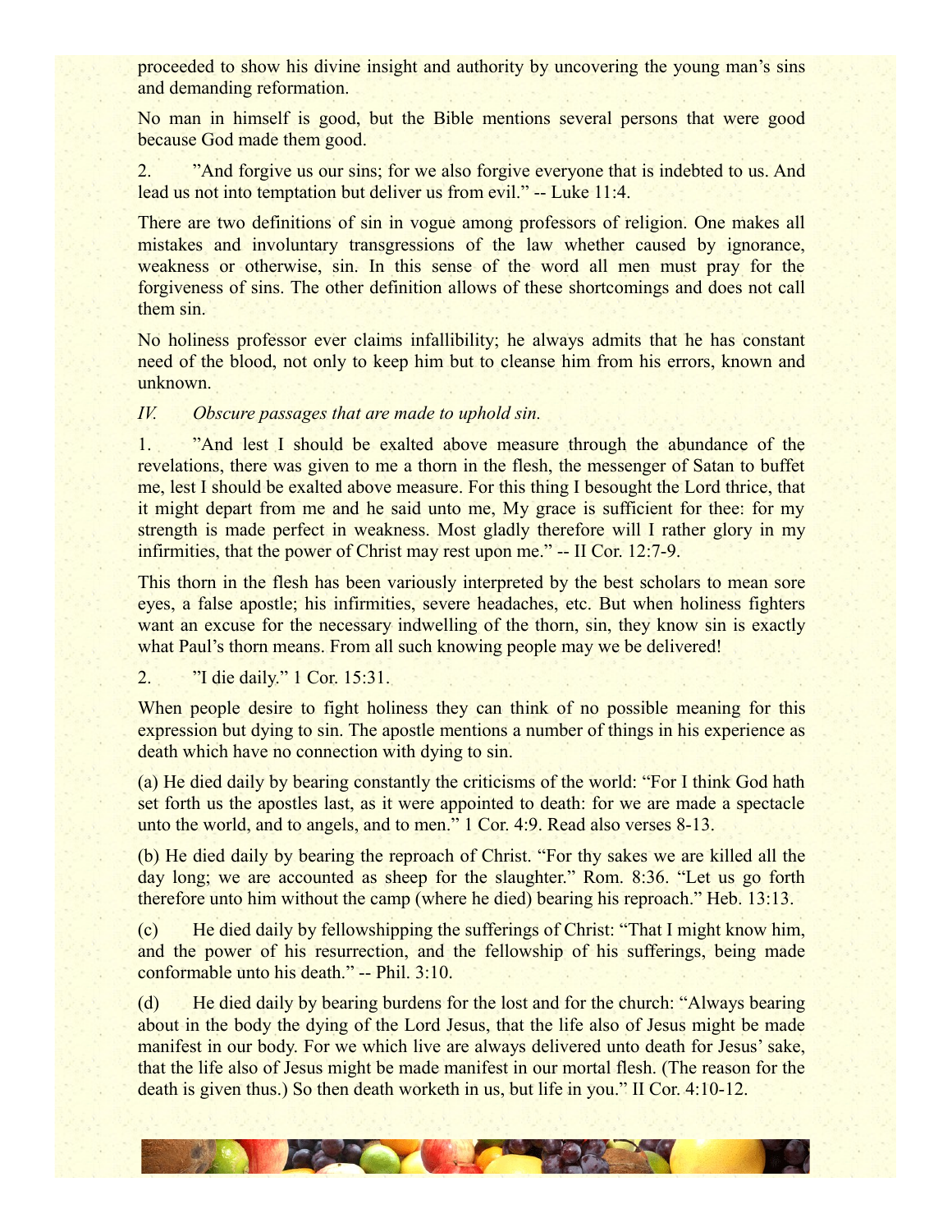proceeded to show his divine insight and authority by uncovering the young man's sins and demanding reformation.

No man in himself is good, but the Bible mentions several persons that were good because God made them good.

2. "And forgive us our sins; for we also forgive everyone that is indebted to us. And lead us not into temptation but deliver us from evil." -- Luke 11:4.

There are two definitions of sin in vogue among professors of religion. One makes all mistakes and involuntary transgressions of the law whether caused by ignorance, weakness or otherwise, sin. In this sense of the word all men must pray for the forgiveness of sins. The other definition allows of these shortcomings and does not call them sin.

No holiness professor ever claims infallibility; he always admits that he has constant need of the blood, not only to keep him but to cleanse him from his errors, known and unknown.

*IV. Obscure passages that are made to uphold sin.*

1. "And lest I should be exalted above measure through the abundance of the revelations, there was given to me a thorn in the flesh, the messenger of Satan to buffet me, lest I should be exalted above measure. For this thing I besought the Lord thrice, that it might depart from me and he said unto me, My grace is sufficient for thee: for my strength is made perfect in weakness. Most gladly therefore will I rather glory in my infirmities, that the power of Christ may rest upon me." -- II Cor. 12:7-9.

This thorn in the flesh has been variously interpreted by the best scholars to mean sore eyes, a false apostle; his infirmities, severe headaches, etc. But when holiness fighters want an excuse for the necessary indwelling of the thorn, sin, they know sin is exactly what Paul's thorn means. From all such knowing people may we be delivered!

2. "I die daily." 1 Cor. 15:31.

When people desire to fight holiness they can think of no possible meaning for this expression but dying to sin. The apostle mentions a number of things in his experience as death which have no connection with dying to sin.

(a) He died daily by bearing constantly the criticisms of the world: "For I think God hath set forth us the apostles last, as it were appointed to death: for we are made a spectacle unto the world, and to angels, and to men." 1 Cor. 4:9. Read also verses 8-13.

(b) He died daily by bearing the reproach of Christ. "For thy sakes we are killed all the day long; we are accounted as sheep for the slaughter." Rom. 8:36. "Let us go forth therefore unto him without the camp (where he died) bearing his reproach." Heb. 13:13.

(c) He died daily by fellowshipping the sufferings of Christ: "That I might know him, and the power of his resurrection, and the fellowship of his sufferings, being made conformable unto his death." -- Phil. 3:10.

(d) He died daily by bearing burdens for the lost and for the church: "Always bearing about in the body the dying of the Lord Jesus, that the life also of Jesus might be made manifest in our body. For we which live are always delivered unto death for Jesus' sake, that the life also of Jesus might be made manifest in our mortal flesh. (The reason for the death is given thus.) So then death worketh in us, but life in you." II Cor. 4:10-12.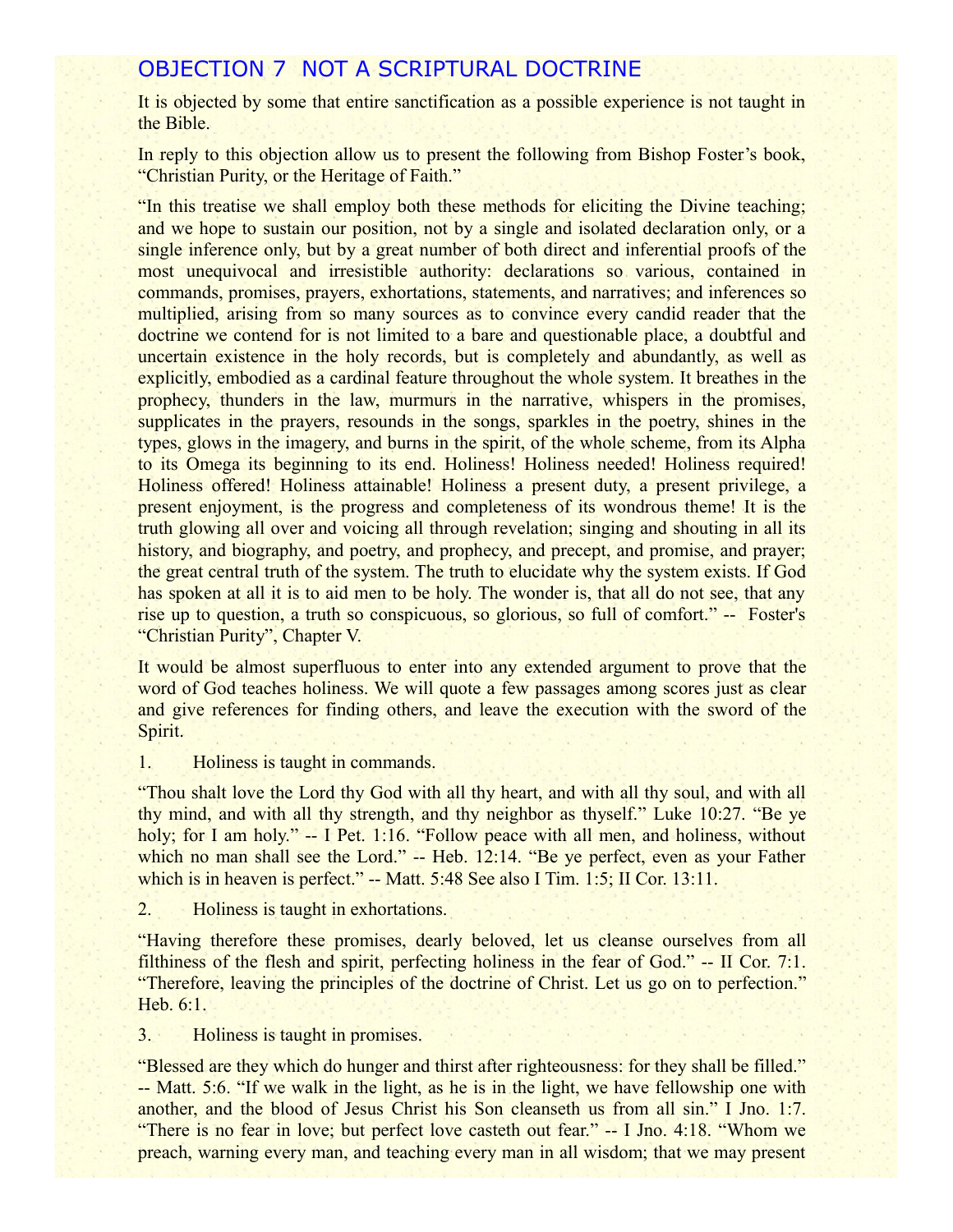## OBJECTION 7 NOT A SCRIPTURAL DOCTRINE

It is objected by some that entire sanctification as a possible experience is not taught in the Bible.

In reply to this objection allow us to present the following from Bishop Foster's book, "Christian Purity, or the Heritage of Faith."

"In this treatise we shall employ both these methods for eliciting the Divine teaching; and we hope to sustain our position, not by a single and isolated declaration only, or a single inference only, but by a great number of both direct and inferential proofs of the most unequivocal and irresistible authority: declarations so various, contained in commands, promises, prayers, exhortations, statements, and narratives; and inferences so multiplied, arising from so many sources as to convince every candid reader that the doctrine we contend for is not limited to a bare and questionable place, a doubtful and uncertain existence in the holy records, but is completely and abundantly, as well as explicitly, embodied as a cardinal feature throughout the whole system. It breathes in the prophecy, thunders in the law, murmurs in the narrative, whispers in the promises, supplicates in the prayers, resounds in the songs, sparkles in the poetry, shines in the types, glows in the imagery, and burns in the spirit, of the whole scheme, from its Alpha to its Omega its beginning to its end. Holiness! Holiness needed! Holiness required! Holiness offered! Holiness attainable! Holiness a present duty, a present privilege, a present enjoyment, is the progress and completeness of its wondrous theme! It is the truth glowing all over and voicing all through revelation; singing and shouting in all its history, and biography, and poetry, and prophecy, and precept, and promise, and prayer; the great central truth of the system. The truth to elucidate why the system exists. If God has spoken at all it is to aid men to be holy. The wonder is, that all do not see, that any rise up to question, a truth so conspicuous, so glorious, so full of comfort." -- Foster's "Christian Purity", Chapter V.

It would be almost superfluous to enter into any extended argument to prove that the word of God teaches holiness. We will quote a few passages among scores just as clear and give references for finding others, and leave the execution with the sword of the Spirit.

1. Holiness is taught in commands.

"Thou shalt love the Lord thy God with all thy heart, and with all thy soul, and with all thy mind, and with all thy strength, and thy neighbor as thyself." Luke 10:27. "Be ye holy; for I am holy." -- I Pet. 1:16. "Follow peace with all men, and holiness, without which no man shall see the Lord." -- Heb. 12:14. "Be ye perfect, even as your Father which is in heaven is perfect." -- Matt. 5:48 See also I Tim. 1:5; II Cor. 13:11.

2. Holiness is taught in exhortations.

"Having therefore these promises, dearly beloved, let us cleanse ourselves from all filthiness of the flesh and spirit, perfecting holiness in the fear of God." -- II Cor. 7:1. "Therefore, leaving the principles of the doctrine of Christ. Let us go on to perfection." Heb. 6:1.

3. Holiness is taught in promises.

"Blessed are they which do hunger and thirst after righteousness: for they shall be filled." -- Matt. 5:6. "If we walk in the light, as he is in the light, we have fellowship one with another, and the blood of Jesus Christ his Son cleanseth us from all sin." I Jno. 1:7. "There is no fear in love; but perfect love casteth out fear." -- I Jno. 4:18. "Whom we preach, warning every man, and teaching every man in all wisdom; that we may present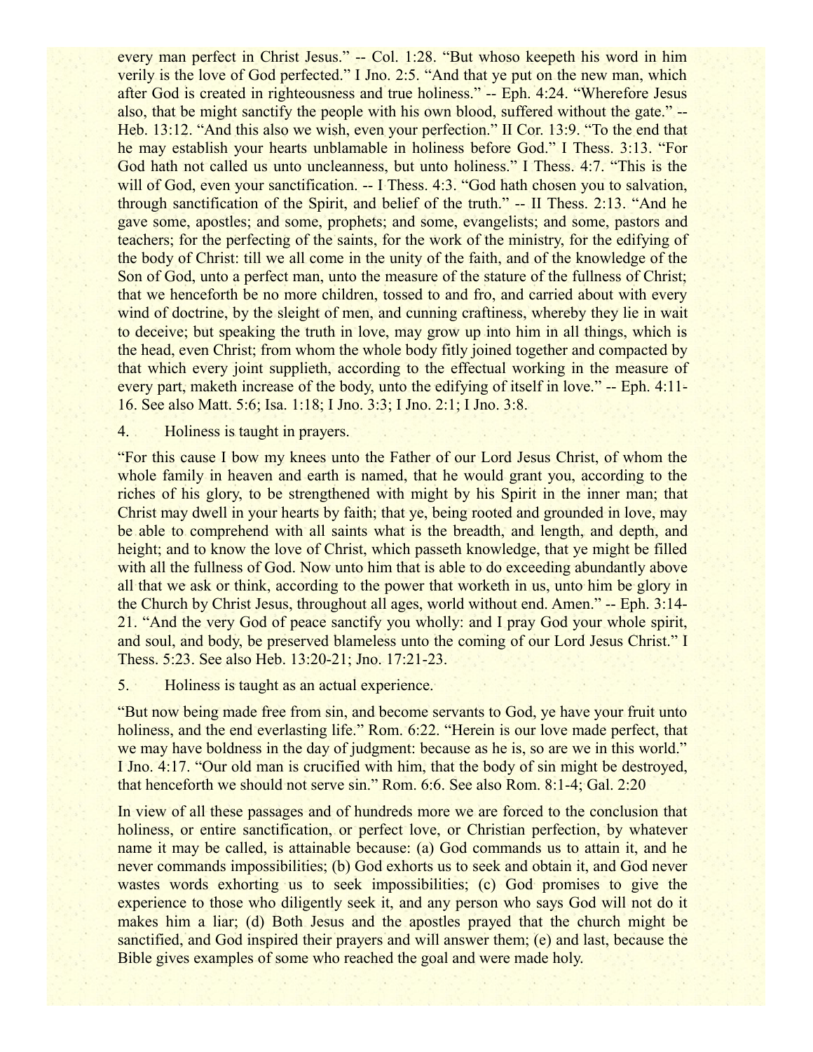every man perfect in Christ Jesus." -- Col. 1:28. "But whoso keepeth his word in him verily is the love of God perfected." I Jno. 2:5. "And that ye put on the new man, which after God is created in righteousness and true holiness." -- Eph. 4:24. "Wherefore Jesus also, that be might sanctify the people with his own blood, suffered without the gate." -- Heb. 13:12. "And this also we wish, even your perfection." II Cor. 13:9. "To the end that he may establish your hearts unblamable in holiness before God." I Thess. 3:13. "For God hath not called us unto uncleanness, but unto holiness." I Thess. 4:7. "This is the will of God, even your sanctification. -- I Thess. 4:3. "God hath chosen you to salvation, through sanctification of the Spirit, and belief of the truth." -- II Thess. 2:13. "And he gave some, apostles; and some, prophets; and some, evangelists; and some, pastors and teachers; for the perfecting of the saints, for the work of the ministry, for the edifying of the body of Christ: till we all come in the unity of the faith, and of the knowledge of the Son of God, unto a perfect man, unto the measure of the stature of the fullness of Christ; that we henceforth be no more children, tossed to and fro, and carried about with every wind of doctrine, by the sleight of men, and cunning craftiness, whereby they lie in wait to deceive; but speaking the truth in love, may grow up into him in all things, which is the head, even Christ; from whom the whole body fitly joined together and compacted by that which every joint supplieth, according to the effectual working in the measure of every part, maketh increase of the body, unto the edifying of itself in love." -- Eph. 4:11-16. See also Matt. 5:6; Isa. 1:18; I Jno. 3:3; I Jno. 2:1; I Jno. 3:8.

4. Holiness is taught in prayers.

"For this cause I bow my knees unto the Father of our Lord Jesus Christ, of whom the whole family in heaven and earth is named, that he would grant you, according to the riches of his glory, to be strengthened with might by his Spirit in the inner man; that Christ may dwell in your hearts by faith; that ye, being rooted and grounded in love, may be able to comprehend with all saints what is the breadth, and length, and depth, and height; and to know the love of Christ, which passeth knowledge, that ye might be filled with all the fullness of God. Now unto him that is able to do exceeding abundantly above all that we ask or think, according to the power that worketh in us, unto him be glory in the Church by Christ Jesus, throughout all ages, world without end. Amen." -- Eph. 3:14-21. "And the very God of peace sanctify you wholly: and I pray God your whole spirit, and soul, and body, be preserved blameless unto the coming of our Lord Jesus Christ." I Thess. 5:23. See also Heb. 13:20-21; Jno. 17:21-23.

5. Holiness is taught as an actual experience.

"But now being made free from sin, and become servants to God, ye have your fruit unto holiness, and the end everlasting life." Rom. 6:22. "Herein is our love made perfect, that we may have boldness in the day of judgment: because as he is, so are we in this world." I Jno. 4:17. "Our old man is crucified with him, that the body of sin might be destroyed, that henceforth we should not serve sin." Rom. 6:6. See also Rom. 8:1-4; Gal. 2:20

In view of all these passages and of hundreds more we are forced to the conclusion that holiness, or entire sanctification, or perfect love, or Christian perfection, by whatever name it may be called, is attainable because: (a) God commands us to attain it, and he never commands impossibilities; (b) God exhorts us to seek and obtain it, and God never wastes words exhorting us to seek impossibilities; (c) God promises to give the experience to those who diligently seek it, and any person who says God will not do it makes him a liar; (d) Both Jesus and the apostles prayed that the church might be sanctified, and God inspired their prayers and will answer them; (e) and last, because the Bible gives examples of some who reached the goal and were made holy.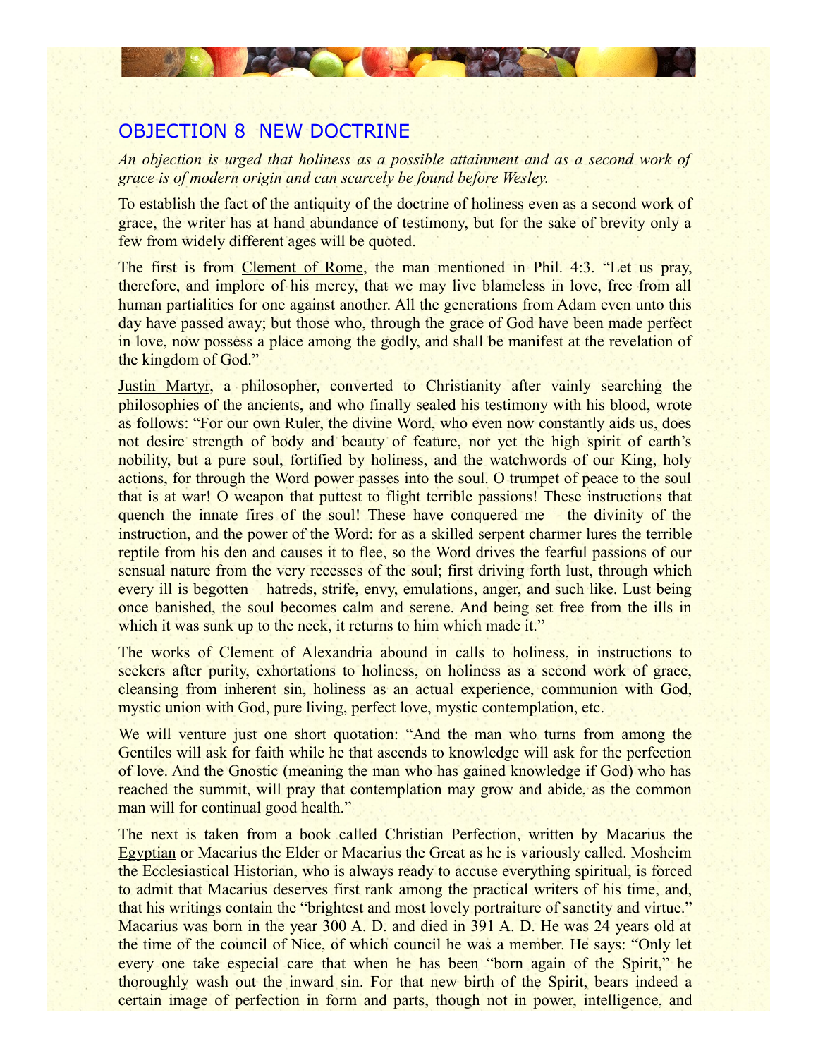## OBJECTION 8 NEW DOCTRINE

*An objection is urged that holiness as a possible attainment and as a second work of grace is of modern origin and can scarcely be found before Wesley.*

To establish the fact of the antiquity of the doctrine of holiness even as a second work of grace, the writer has at hand abundance of testimony, but for the sake of brevity only a few from widely different ages will be quoted.

The first is from Clement of Rome, the man mentioned in Phil. 4:3. "Let us pray, therefore, and implore of his mercy, that we may live blameless in love, free from all human partialities for one against another. All the generations from Adam even unto this day have passed away; but those who, through the grace of God have been made perfect in love, now possess a place among the godly, and shall be manifest at the revelation of the kingdom of God."

Justin Martyr, a philosopher, converted to Christianity after vainly searching the philosophies of the ancients, and who finally sealed his testimony with his blood, wrote as follows: "For our own Ruler, the divine Word, who even now constantly aids us, does not desire strength of body and beauty of feature, nor yet the high spirit of earth's nobility, but a pure soul, fortified by holiness, and the watchwords of our King, holy actions, for through the Word power passes into the soul. O trumpet of peace to the soul that is at war! O weapon that puttest to flight terrible passions! These instructions that quench the innate fires of the soul! These have conquered me – the divinity of the instruction, and the power of the Word: for as a skilled serpent charmer lures the terrible reptile from his den and causes it to flee, so the Word drives the fearful passions of our sensual nature from the very recesses of the soul; first driving forth lust, through which every ill is begotten – hatreds, strife, envy, emulations, anger, and such like. Lust being once banished, the soul becomes calm and serene. And being set free from the ills in which it was sunk up to the neck, it returns to him which made it."

The works of Clement of Alexandria abound in calls to holiness, in instructions to seekers after purity, exhortations to holiness, on holiness as a second work of grace, cleansing from inherent sin, holiness as an actual experience, communion with God, mystic union with God, pure living, perfect love, mystic contemplation, etc.

We will venture just one short quotation: "And the man who turns from among the Gentiles will ask for faith while he that ascends to knowledge will ask for the perfection of love. And the Gnostic (meaning the man who has gained knowledge if God) who has reached the summit, will pray that contemplation may grow and abide, as the common man will for continual good health."

The next is taken from a book called Christian Perfection, written by Macarius the Egyptian or Macarius the Elder or Macarius the Great as he is variously called. Mosheim the Ecclesiastical Historian, who is always ready to accuse everything spiritual, is forced to admit that Macarius deserves first rank among the practical writers of his time, and, that his writings contain the "brightest and most lovely portraiture of sanctity and virtue." Macarius was born in the year 300 A. D. and died in 391 A. D. He was 24 years old at the time of the council of Nice, of which council he was a member. He says: "Only let every one take especial care that when he has been "born again of the Spirit," he thoroughly wash out the inward sin. For that new birth of the Spirit, bears indeed a certain image of perfection in form and parts, though not in power, intelligence, and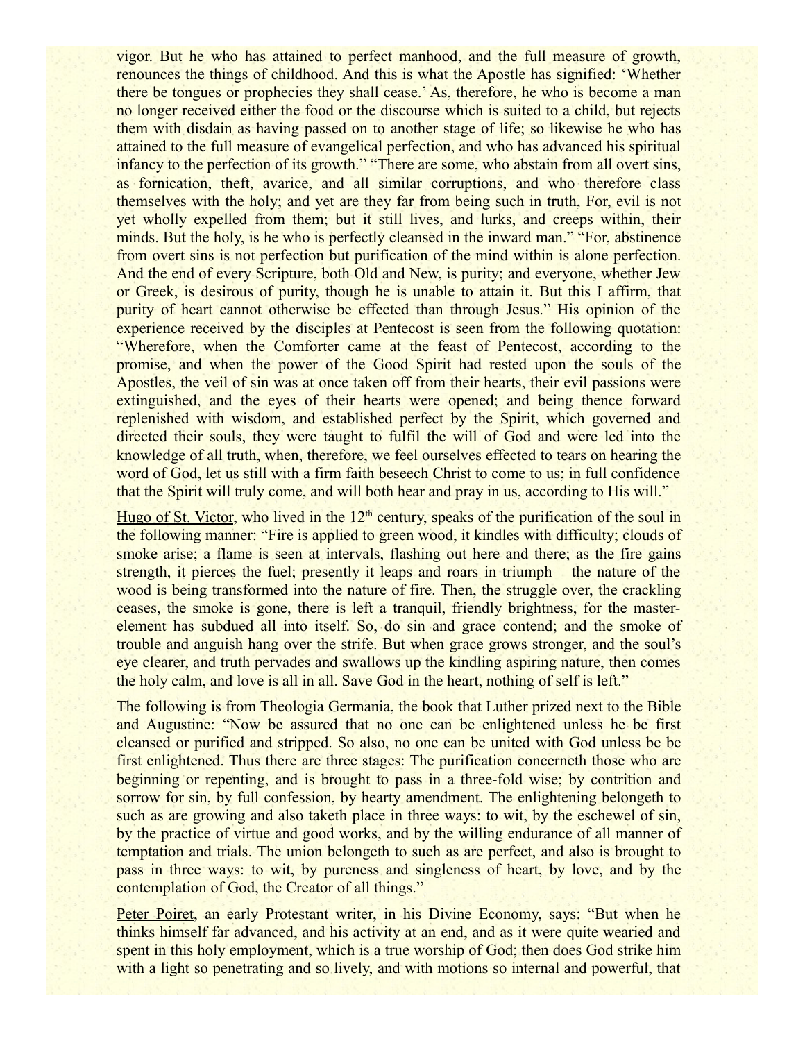vigor. But he who has attained to perfect manhood, and the full measure of growth, renounces the things of childhood. And this is what the Apostle has signified: 'Whether there be tongues or prophecies they shall cease.' As, therefore, he who is become a man no longer received either the food or the discourse which is suited to a child, but rejects them with disdain as having passed on to another stage of life; so likewise he who has attained to the full measure of evangelical perfection, and who has advanced his spiritual infancy to the perfection of its growth." "There are some, who abstain from all overt sins, as fornication, theft, avarice, and all similar corruptions, and who therefore class themselves with the holy; and yet are they far from being such in truth, For, evil is not yet wholly expelled from them; but it still lives, and lurks, and creeps within, their minds. But the holy, is he who is perfectly cleansed in the inward man." "For, abstinence from overt sins is not perfection but purification of the mind within is alone perfection. And the end of every Scripture, both Old and New, is purity; and everyone, whether Jew or Greek, is desirous of purity, though he is unable to attain it. But this I affirm, that purity of heart cannot otherwise be effected than through Jesus." His opinion of the experience received by the disciples at Pentecost is seen from the following quotation: "Wherefore, when the Comforter came at the feast of Pentecost, according to the promise, and when the power of the Good Spirit had rested upon the souls of the Apostles, the veil of sin was at once taken off from their hearts, their evil passions were extinguished, and the eyes of their hearts were opened; and being thence forward replenished with wisdom, and established perfect by the Spirit, which governed and directed their souls, they were taught to fulfil the will of God and were led into the knowledge of all truth, when, therefore, we feel ourselves effected to tears on hearing the word of God, let us still with a firm faith beseech Christ to come to us; in full confidence that the Spirit will truly come, and will both hear and pray in us, according to His will."

Hugo of St. Victor, who lived in the 12th century, speaks of the purification of the soul in the following manner: "Fire is applied to green wood, it kindles with difficulty; clouds of smoke arise; a flame is seen at intervals, flashing out here and there; as the fire gains strength, it pierces the fuel; presently it leaps and roars in triumph – the nature of the wood is being transformed into the nature of fire. Then, the struggle over, the crackling ceases, the smoke is gone, there is left a tranquil, friendly brightness, for the master-element has subdued all into itself. So, do sin and grace contend; and the smoke of trouble and anguish hang over the strife. But when grace grows stronger, and the soul's eye clearer, and truth pervades and swallows up the kindling aspiring nature, then comes the holy calm, and love is all in all. Save God in the heart, nothing of self is left."

The following is from Theologia Germania, the book that Luther prized next to the Bible and Augustine: "Now be assured that no one can be enlightened unless he be first cleansed or purified and stripped. So also, no one can be united with God unless be be first enlightened. Thus there are three stages: The purification concerneth those who are beginning or repenting, and is brought to pass in a three-fold wise; by contrition and sorrow for sin, by full confession, by hearty amendment. The enlightening belongeth to such as are growing and also taketh place in three ways: to wit, by the eschewel of sin, by the practice of virtue and good works, and by the willing endurance of all manner of temptation and trials. The union belongeth to such as are perfect, and also is brought to pass in three ways: to wit, by pureness and singleness of heart, by love, and by the contemplation of God, the Creator of all things."

Peter Poiret, an early Protestant writer, in his Divine Economy, says: "But when he thinks himself far advanced, and his activity at an end, and as it were quite wearied and spent in this holy employment, which is a true worship of God; then does God strike him with a light so penetrating and so lively, and with motions so internal and powerful, that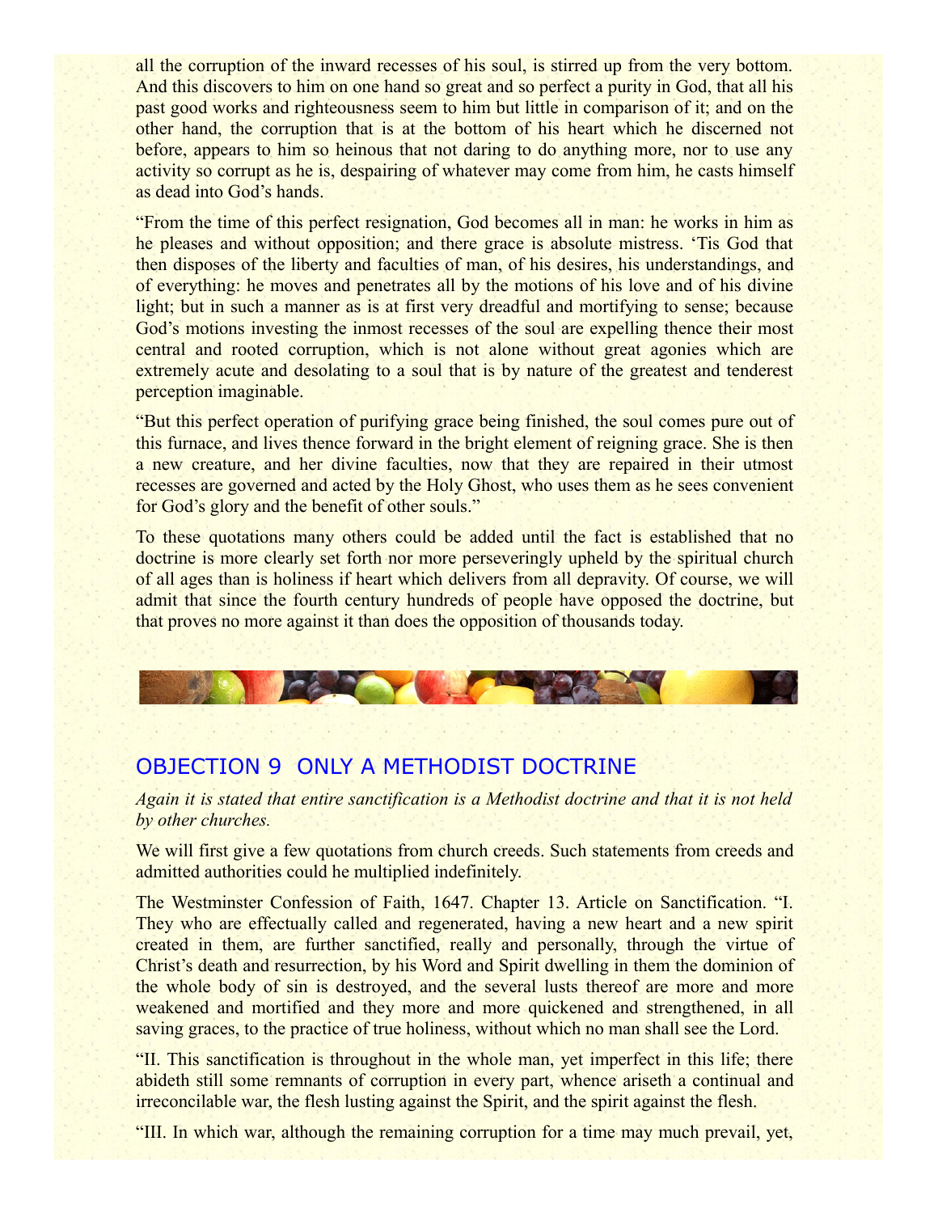all the corruption of the inward recesses of his soul, is stirred up from the very bottom. And this discovers to him on one hand so great and so perfect a purity in God, that all his past good works and righteousness seem to him but little in comparison of it; and on the other hand, the corruption that is at the bottom of his heart which he discerned not before, appears to him so heinous that not daring to do anything more, nor to use any activity so corrupt as he is, despairing of whatever may come from him, he casts himself as dead into God's hands.

"From the time of this perfect resignation, God becomes all in man: he works in him as he pleases and without opposition; and there grace is absolute mistress. 'Tis God that then disposes of the liberty and faculties of man, of his desires, his understandings, and of everything: he moves and penetrates all by the motions of his love and of his divine light; but in such a manner as is at first very dreadful and mortifying to sense; because God's motions investing the inmost recesses of the soul are expelling thence their most central and rooted corruption, which is not alone without great agonies which are extremely acute and desolating to a soul that is by nature of the greatest and tenderest perception imaginable.

"But this perfect operation of purifying grace being finished, the soul comes pure out of this furnace, and lives thence forward in the bright element of reigning grace. She is then a new creature, and her divine faculties, now that they are repaired in their utmost recesses are governed and acted by the Holy Ghost, who uses them as he sees convenient for God's glory and the benefit of other souls."

To these quotations many others could be added until the fact is established that no doctrine is more clearly set forth nor more perseveringly upheld by the spiritual church of all ages than is holiness if heart which delivers from all depravity. Of course, we will admit that since the fourth century hundreds of people have opposed the doctrine, but that proves no more against it than does the opposition of thousands today.

## OBJECTION 9 ONLY A METHODIST DOCTRINE

*Again it is stated that entire sanctification is a Methodist doctrine and that it is not held by other churches.*

We will first give a few quotations from church creeds. Such statements from creeds and admitted authorities could he multiplied indefinitely.

The Westminster Confession of Faith, 1647. Chapter 13. Article on Sanctification. "I. They who are effectually called and regenerated, having a new heart and a new spirit created in them, are further sanctified, really and personally, through the virtue of Christ's death and resurrection, by his Word and Spirit dwelling in them the dominion of the whole body of sin is destroyed, and the several lusts thereof are more and more weakened and mortified and they more and more quickened and strengthened, in all saving graces, to the practice of true holiness, without which no man shall see the Lord.

"II. This sanctification is throughout in the whole man, yet imperfect in this life; there abideth still some remnants of corruption in every part, whence ariseth a continual and irreconcilable war, the flesh lusting against the Spirit, and the spirit against the flesh.

"III. In which war, although the remaining corruption for a time may much prevail, yet,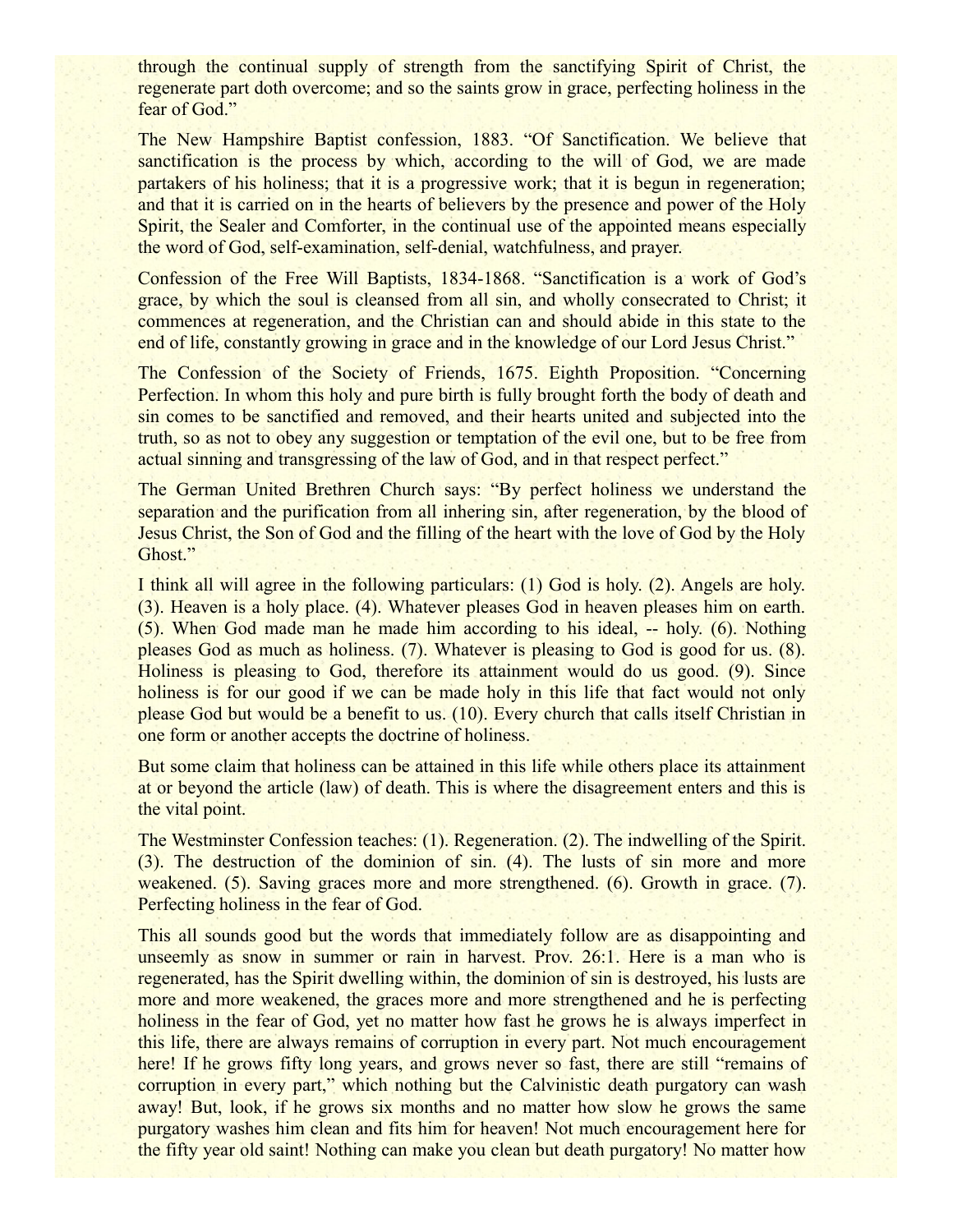through the continual supply of strength from the sanctifying Spirit of Christ, the regenerate part doth overcome; and so the saints grow in grace, perfecting holiness in the fear of God."

The New Hampshire Baptist confession, 1883. "Of Sanctification. We believe that sanctification is the process by which, according to the will of God, we are made partakers of his holiness; that it is a progressive work; that it is begun in regeneration; and that it is carried on in the hearts of believers by the presence and power of the Holy Spirit, the Sealer and Comforter, in the continual use of the appointed means especially the word of God, self-examination, self-denial, watchfulness, and prayer.

Confession of the Free Will Baptists, 1834-1868. "Sanctification is a work of God's grace, by which the soul is cleansed from all sin, and wholly consecrated to Christ; it commences at regeneration, and the Christian can and should abide in this state to the end of life, constantly growing in grace and in the knowledge of our Lord Jesus Christ."

The Confession of the Society of Friends, 1675. Eighth Proposition. "Concerning Perfection. In whom this holy and pure birth is fully brought forth the body of death and sin comes to be sanctified and removed, and their hearts united and subjected into the truth, so as not to obey any suggestion or temptation of the evil one, but to be free from actual sinning and transgressing of the law of God, and in that respect perfect."

The German United Brethren Church says: "By perfect holiness we understand the separation and the purification from all inhering sin, after regeneration, by the blood of Jesus Christ, the Son of God and the filling of the heart with the love of God by the Holy Ghost."

I think all will agree in the following particulars: (1) God is holy. (2). Angels are holy. (3). Heaven is a holy place. (4). Whatever pleases God in heaven pleases him on earth. (5). When God made man he made him according to his ideal, -- holy. (6). Nothing pleases God as much as holiness. (7). Whatever is pleasing to God is good for us. (8). Holiness is pleasing to God, therefore its attainment would do us good. (9). Since holiness is for our good if we can be made holy in this life that fact would not only please God but would be a benefit to us. (10). Every church that calls itself Christian in one form or another accepts the doctrine of holiness.

But some claim that holiness can be attained in this life while others place its attainment at or beyond the article (law) of death. This is where the disagreement enters and this is the vital point.

The Westminster Confession teaches: (1). Regeneration. (2). The indwelling of the Spirit. (3). The destruction of the dominion of sin. (4). The lusts of sin more and more weakened. (5). Saving graces more and more strengthened. (6). Growth in grace. (7). Perfecting holiness in the fear of God.

This all sounds good but the words that immediately follow are as disappointing and unseemly as snow in summer or rain in harvest. Prov. 26:1. Here is a man who is regenerated, has the Spirit dwelling within, the dominion of sin is destroyed, his lusts are more and more weakened, the graces more and more strengthened and he is perfecting holiness in the fear of God, yet no matter how fast he grows he is always imperfect in this life, there are always remains of corruption in every part. Not much encouragement here! If he grows fifty long years, and grows never so fast, there are still "remains of corruption in every part," which nothing but the Calvinistic death purgatory can wash away! But, look, if he grows six months and no matter how slow he grows the same purgatory washes him clean and fits him for heaven! Not much encouragement here for the fifty year old saint! Nothing can make you clean but death purgatory! No matter how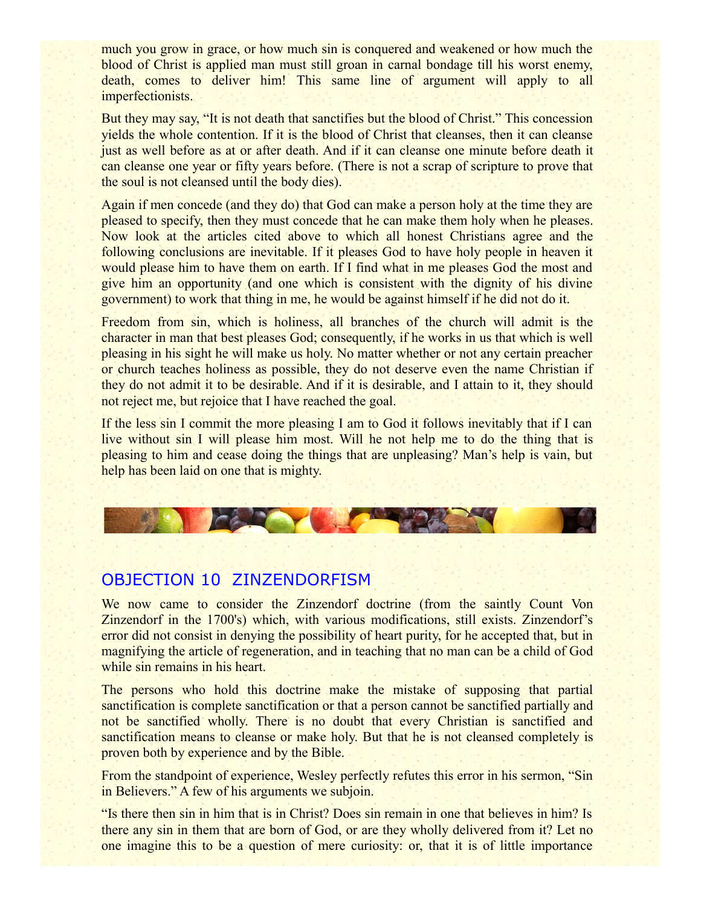much you grow in grace, or how much sin is conquered and weakened or how much the blood of Christ is applied man must still groan in carnal bondage till his worst enemy, death, comes to deliver him! This same line of argument will apply to all imperfectionists.

But they may say, "It is not death that sanctifies but the blood of Christ." This concession yields the whole contention. If it is the blood of Christ that cleanses, then it can cleanse just as well before as at or after death. And if it can cleanse one minute before death it can cleanse one year or fifty years before. (There is not a scrap of scripture to prove that the soul is not cleansed until the body dies).

Again if men concede (and they do) that God can make a person holy at the time they are pleased to specify, then they must concede that he can make them holy when he pleases. Now look at the articles cited above to which all honest Christians agree and the following conclusions are inevitable. If it pleases God to have holy people in heaven it would please him to have them on earth. If I find what in me pleases God the most and give him an opportunity (and one which is consistent with the dignity of his divine government) to work that thing in me, he would be against himself if he did not do it.

Freedom from sin, which is holiness, all branches of the church will admit is the character in man that best pleases God; consequently, if he works in us that which is well pleasing in his sight he will make us holy. No matter whether or not any certain preacher or church teaches holiness as possible, they do not deserve even the name Christian if they do not admit it to be desirable. And if it is desirable, and I attain to it, they should not reject me, but rejoice that I have reached the goal.

If the less sin I commit the more pleasing I am to God it follows inevitably that if I can live without sin I will please him most. Will he not help me to do the thing that is pleasing to him and cease doing the things that are unpleasing? Man's help is vain, but help has been laid on one that is mighty.

## OBJECTION 10 ZINZENDORFISM

We now came to consider the Zinzendorf doctrine (from the saintly Count Von Zinzendorf in the 1700's) which, with various modifications, still exists. Zinzendorf's error did not consist in denying the possibility of heart purity, for he accepted that, but in magnifying the article of regeneration, and in teaching that no man can be a child of God while sin remains in his heart.

The persons who hold this doctrine make the mistake of supposing that partial sanctification is complete sanctification or that a person cannot be sanctified partially and not be sanctified wholly. There is no doubt that every Christian is sanctified and sanctification means to cleanse or make holy. But that he is not cleansed completely is proven both by experience and by the Bible.

From the standpoint of experience, Wesley perfectly refutes this error in his sermon, "Sin in Believers." A few of his arguments we subjoin.

"Is there then sin in him that is in Christ? Does sin remain in one that believes in him? Is there any sin in them that are born of God, or are they wholly delivered from it? Let no one imagine this to be a question of mere curiosity: or, that it is of little importance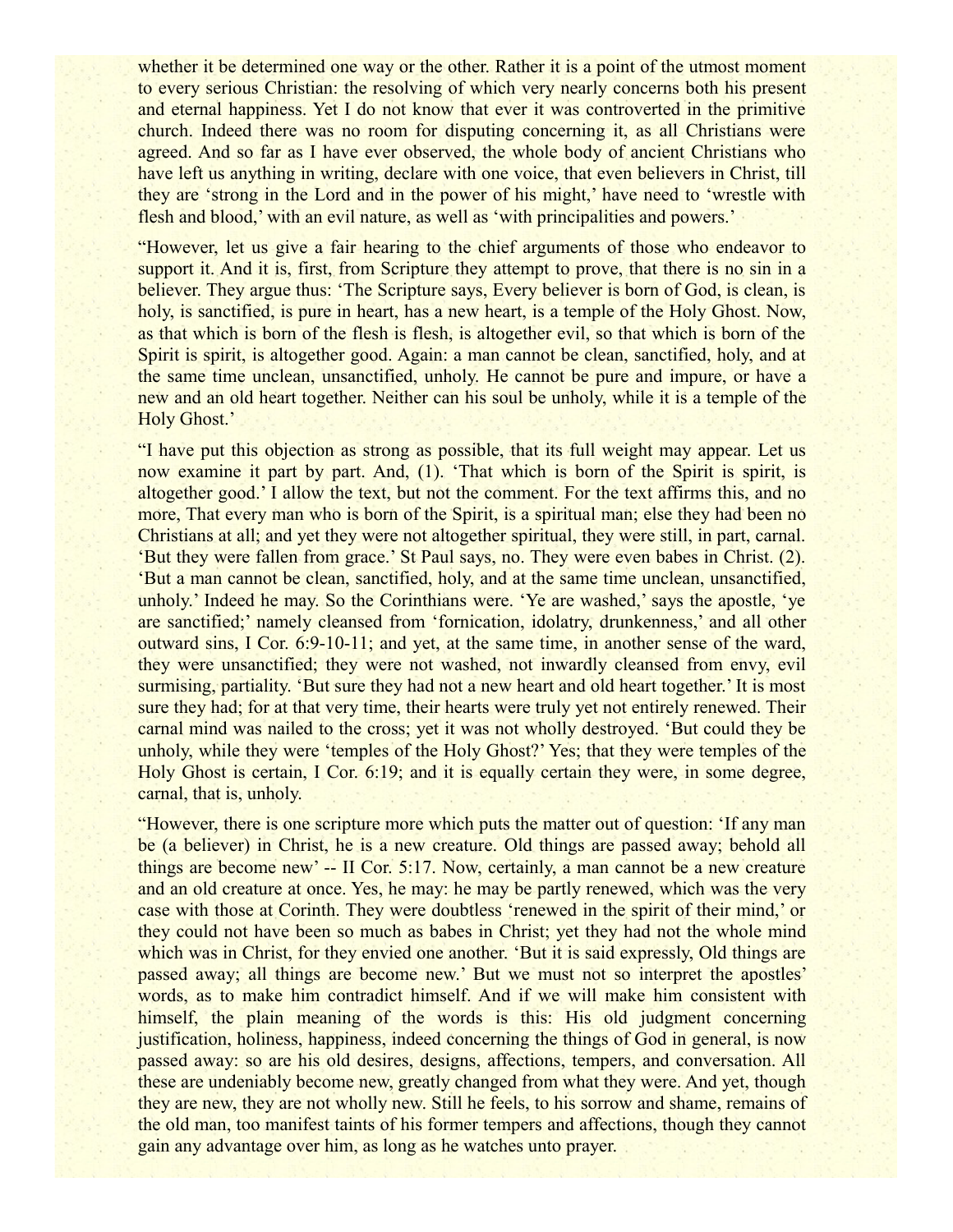whether it be determined one way or the other. Rather it is a point of the utmost moment to every serious Christian: the resolving of which very nearly concerns both his present and eternal happiness. Yet I do not know that ever it was controverted in the primitive church. Indeed there was no room for disputing concerning it, as all Christians were agreed. And so far as I have ever observed, the whole body of ancient Christians who have left us anything in writing, declare with one voice, that even believers in Christ, till they are 'strong in the Lord and in the power of his might,' have need to 'wrestle with flesh and blood,' with an evil nature, as well as 'with principalities and powers.'

"However, let us give a fair hearing to the chief arguments of those who endeavor to support it. And it is, first, from Scripture they attempt to prove, that there is no sin in a believer. They argue thus: 'The Scripture says, Every believer is born of God, is clean, is holy, is sanctified, is pure in heart, has a new heart, is a temple of the Holy Ghost. Now, as that which is born of the flesh is flesh, is altogether evil, so that which is born of the Spirit is spirit, is altogether good. Again: a man cannot be clean, sanctified, holy, and at the same time unclean, unsanctified, unholy. He cannot be pure and impure, or have a new and an old heart together. Neither can his soul be unholy, while it is a temple of the Holy Ghost.'

"I have put this objection as strong as possible, that its full weight may appear. Let us now examine it part by part. And, (1). 'That which is born of the Spirit is spirit, is altogether good.' I allow the text, but not the comment. For the text affirms this, and no more, That every man who is born of the Spirit, is a spiritual man; else they had been no Christians at all; and yet they were not altogether spiritual, they were still, in part, carnal. 'But they were fallen from grace.' St Paul says, no. They were even babes in Christ. (2). 'But a man cannot be clean, sanctified, holy, and at the same time unclean, unsanctified, unholy.' Indeed he may. So the Corinthians were. 'Ye are washed,' says the apostle, 'ye are sanctified;' namely cleansed from 'fornication, idolatry, drunkenness,' and all other outward sins, I Cor. 6:9-10-11; and yet, at the same time, in another sense of the ward, they were unsanctified; they were not washed, not inwardly cleansed from envy, evil surmising, partiality. 'But sure they had not a new heart and old heart together.' It is most sure they had; for at that very time, their hearts were truly yet not entirely renewed. Their carnal mind was nailed to the cross; yet it was not wholly destroyed. 'But could they be unholy, while they were 'temples of the Holy Ghost?' Yes; that they were temples of the Holy Ghost is certain, I Cor. 6:19; and it is equally certain they were, in some degree, carnal, that is, unholy.

"However, there is one scripture more which puts the matter out of question: 'If any man be (a believer) in Christ, he is a new creature. Old things are passed away; behold all things are become new' -- II Cor. 5:17. Now, certainly, a man cannot be a new creature and an old creature at once. Yes, he may: he may be partly renewed, which was the very case with those at Corinth. They were doubtless 'renewed in the spirit of their mind,' or they could not have been so much as babes in Christ; yet they had not the whole mind which was in Christ, for they envied one another. 'But it is said expressly, Old things are passed away; all things are become new.' But we must not so interpret the apostles' words, as to make him contradict himself. And if we will make him consistent with himself, the plain meaning of the words is this: His old judgment concerning justification, holiness, happiness, indeed concerning the things of God in general, is now passed away: so are his old desires, designs, affections, tempers, and conversation. All these are undeniably become new, greatly changed from what they were. And yet, though they are new, they are not wholly new. Still he feels, to his sorrow and shame, remains of the old man, too manifest taints of his former tempers and affections, though they cannot gain any advantage over him, as long as he watches unto prayer.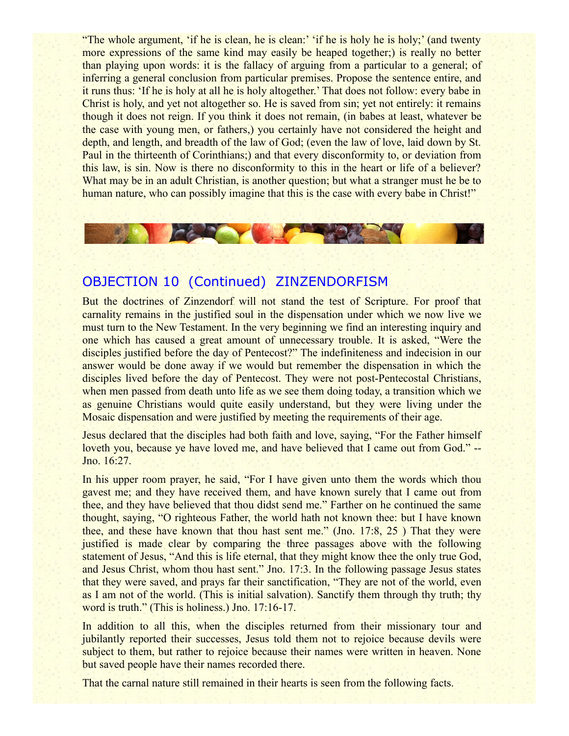"The whole argument, 'if he is clean, he is clean:' 'if he is holy he is holy;' (and twenty more expressions of the same kind may easily be heaped together;) is really no better than playing upon words: it is the fallacy of arguing from a particular to a general; of inferring a general conclusion from particular premises. Propose the sentence entire, and it runs thus: 'If he is holy at all he is holy altogether.' That does not follow: every babe in Christ is holy, and yet not altogether so. He is saved from sin; yet not entirely: it remains though it does not reign. If you think it does not remain, (in babes at least, whatever be the case with young men, or fathers,) you certainly have not considered the height and depth, and length, and breadth of the law of God; (even the law of love, laid down by St. Paul in the thirteenth of Corinthians;) and that every disconformity to, or deviation from this law, is sin. Now is there no disconformity to this in the heart or life of a believer? What may be in an adult Christian, is another question; but what a stranger must he be to human nature, who can possibly imagine that this is the case with every babe in Christ!"

## OBJECTION 10 (Continued) ZINZENDORFISM

But the doctrines of Zinzendorf will not stand the test of Scripture. For proof that carnality remains in the justified soul in the dispensation under which we now live we must turn to the New Testament. In the very beginning we find an interesting inquiry and one which has caused a great amount of unnecessary trouble. It is asked, "Were the disciples justified before the day of Pentecost?" The indefiniteness and indecision in our answer would be done away if we would but remember the dispensation in which the disciples lived before the day of Pentecost. They were not post-Pentecostal Christians, when men passed from death unto life as we see them doing today, a transition which we as genuine Christians would quite easily understand, but they were living under the Mosaic dispensation and were justified by meeting the requirements of their age.

Jesus declared that the disciples had both faith and love, saying, "For the Father himself loveth you, because ye have loved me, and have believed that I came out from God." -- Jno. 16:27.

In his upper room prayer, he said, "For I have given unto them the words which thou gavest me; and they have received them, and have known surely that I came out from thee, and they have believed that thou didst send me." Farther on he continued the same thought, saying, "O righteous Father, the world hath not known thee: but I have known thee, and these have known that thou hast sent me." (Jno. 17:8, 25 ) That they were justified is made clear by comparing the three passages above with the following statement of Jesus, "And this is life eternal, that they might know thee the only true God, and Jesus Christ, whom thou hast sent." Jno. 17:3. In the following passage Jesus states that they were saved, and prays far their sanctification, "They are not of the world, even as I am not of the world. (This is initial salvation). Sanctify them through thy truth; thy word is truth." (This is holiness.) Jno. 17:16-17.

In addition to all this, when the disciples returned from their missionary tour and jubilantly reported their successes, Jesus told them not to rejoice because devils were subject to them, but rather to rejoice because their names were written in heaven. None but saved people have their names recorded there.

That the carnal nature still remained in their hearts is seen from the following facts.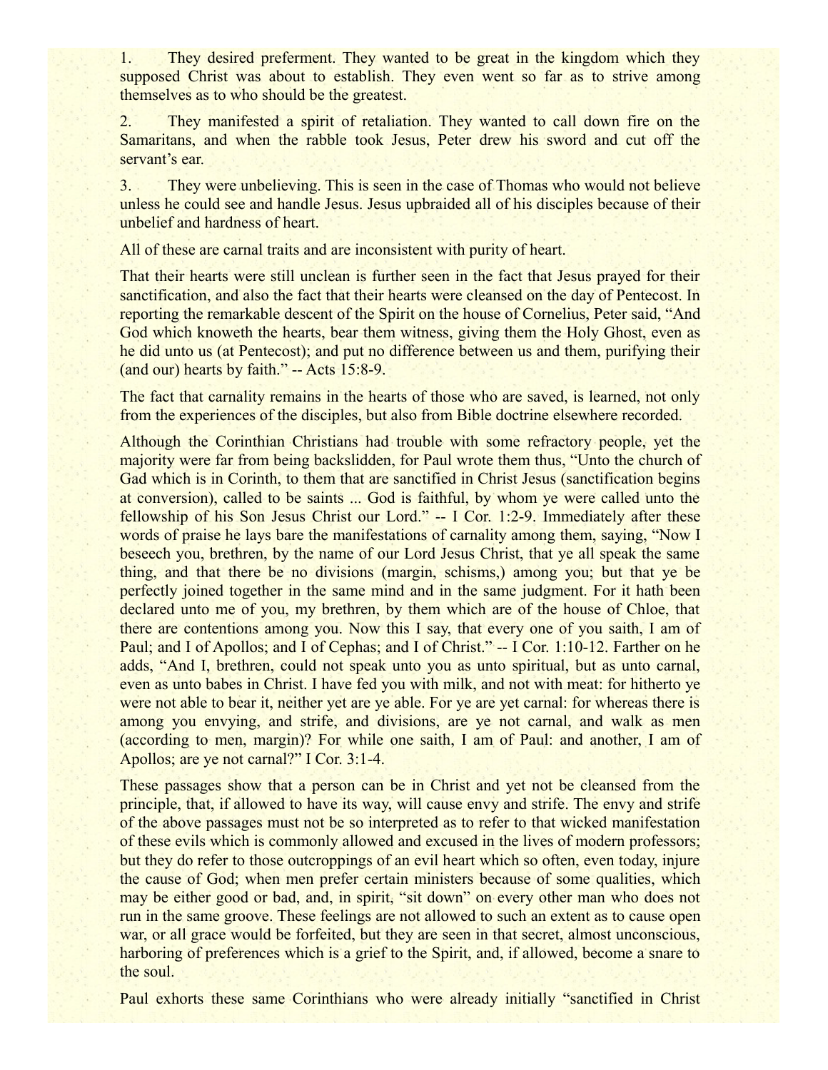1. They desired preferment. They wanted to be great in the kingdom which they supposed Christ was about to establish. They even went so far as to strive among themselves as to who should be the greatest.

2. They manifested a spirit of retaliation. They wanted to call down fire on the Samaritans, and when the rabble took Jesus, Peter drew his sword and cut off the servant's ear.

3. They were unbelieving. This is seen in the case of Thomas who would not believe unless he could see and handle Jesus. Jesus upbraided all of his disciples because of their unbelief and hardness of heart.

All of these are carnal traits and are inconsistent with purity of heart.

That their hearts were still unclean is further seen in the fact that Jesus prayed for their sanctification, and also the fact that their hearts were cleansed on the day of Pentecost. In reporting the remarkable descent of the Spirit on the house of Cornelius, Peter said, "And God which knoweth the hearts, bear them witness, giving them the Holy Ghost, even as he did unto us (at Pentecost); and put no difference between us and them, purifying their (and our) hearts by faith." -- Acts 15:8-9.

The fact that carnality remains in the hearts of those who are saved, is learned, not only from the experiences of the disciples, but also from Bible doctrine elsewhere recorded.

Although the Corinthian Christians had trouble with some refractory people, yet the majority were far from being backslidden, for Paul wrote them thus, "Unto the church of Gad which is in Corinth, to them that are sanctified in Christ Jesus (sanctification begins at conversion), called to be saints ... God is faithful, by whom ye were called unto the fellowship of his Son Jesus Christ our Lord." -- I Cor. 1:2-9. Immediately after these words of praise he lays bare the manifestations of carnality among them, saying, "Now I beseech you, brethren, by the name of our Lord Jesus Christ, that ye all speak the same thing, and that there be no divisions (margin, schisms,) among you; but that ye be perfectly joined together in the same mind and in the same judgment. For it hath been declared unto me of you, my brethren, by them which are of the house of Chloe, that there are contentions among you. Now this I say, that every one of you saith, I am of Paul; and I of Apollos; and I of Cephas; and I of Christ." -- I Cor. 1:10-12. Farther on he adds, "And I, brethren, could not speak unto you as unto spiritual, but as unto carnal, even as unto babes in Christ. I have fed you with milk, and not with meat: for hitherto ye were not able to bear it, neither yet are ye able. For ye are yet carnal: for whereas there is among you envying, and strife, and divisions, are ye not carnal, and walk as men (according to men, margin)? For while one saith, I am of Paul: and another, I am of Apollos; are ye not carnal?" I Cor. 3:1-4.

These passages show that a person can be in Christ and yet not be cleansed from the principle, that, if allowed to have its way, will cause envy and strife. The envy and strife of the above passages must not be so interpreted as to refer to that wicked manifestation of these evils which is commonly allowed and excused in the lives of modern professors; but they do refer to those outcroppings of an evil heart which so often, even today, injure the cause of God; when men prefer certain ministers because of some qualities, which may be either good or bad, and, in spirit, "sit down" on every other man who does not run in the same groove. These feelings are not allowed to such an extent as to cause open war, or all grace would be forfeited, but they are seen in that secret, almost unconscious, harboring of preferences which is a grief to the Spirit, and, if allowed, become a snare to the soul.

Paul exhorts these same Corinthians who were already initially "sanctified in Christ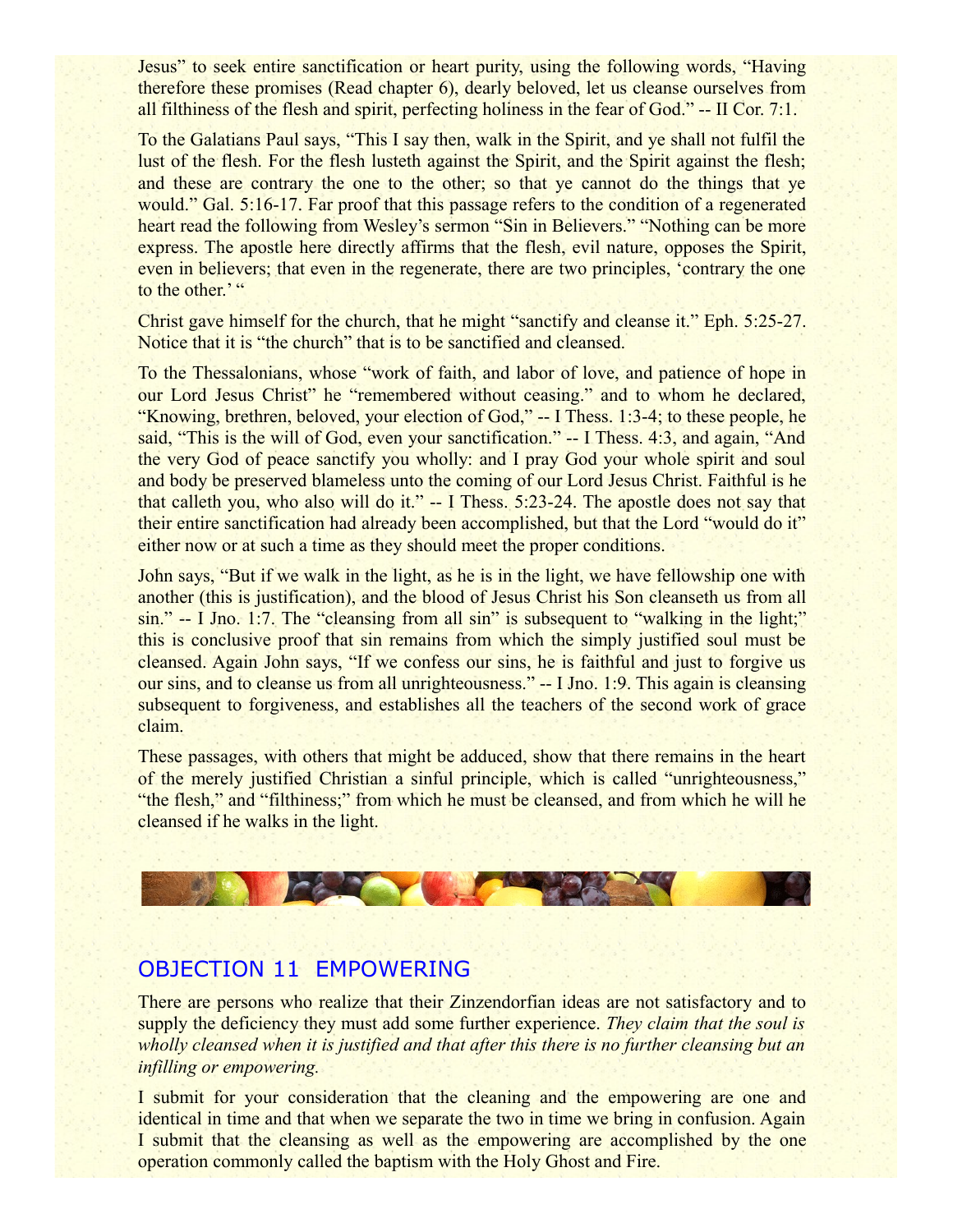Jesus" to seek entire sanctification or heart purity, using the following words, "Having therefore these promises (Read chapter 6), dearly beloved, let us cleanse ourselves from all filthiness of the flesh and spirit, perfecting holiness in the fear of God." -- II Cor. 7:1.

To the Galatians Paul says, "This I say then, walk in the Spirit, and ye shall not fulfil the lust of the flesh. For the flesh lusteth against the Spirit, and the Spirit against the flesh; and these are contrary the one to the other; so that ye cannot do the things that ye would." Gal. 5:16-17. Far proof that this passage refers to the condition of a regenerated heart read the following from Wesley's sermon "Sin in Believers." "Nothing can be more express. The apostle here directly affirms that the flesh, evil nature, opposes the Spirit, even in believers; that even in the regenerate, there are two principles, 'contrary the one to the other.' "

Christ gave himself for the church, that he might "sanctify and cleanse it." Eph. 5:25-27. Notice that it is "the church" that is to be sanctified and cleansed.

To the Thessalonians, whose "work of faith, and labor of love, and patience of hope in our Lord Jesus Christ" he "remembered without ceasing." and to whom he declared, "Knowing, brethren, beloved, your election of God," -- I Thess. 1:3-4; to these people, he said, "This is the will of God, even your sanctification." -- I Thess. 4:3, and again, "And the very God of peace sanctify you wholly: and I pray God your whole spirit and soul and body be preserved blameless unto the coming of our Lord Jesus Christ. Faithful is he that calleth you, who also will do it." -- I Thess. 5:23-24. The apostle does not say that their entire sanctification had already been accomplished, but that the Lord "would do it" either now or at such a time as they should meet the proper conditions.

John says, "But if we walk in the light, as he is in the light, we have fellowship one with another (this is justification), and the blood of Jesus Christ his Son cleanseth us from all sin." -- I Jno. 1:7. The "cleansing from all sin" is subsequent to "walking in the light;" this is conclusive proof that sin remains from which the simply justified soul must be cleansed. Again John says, "If we confess our sins, he is faithful and just to forgive us our sins, and to cleanse us from all unrighteousness." -- I Jno. 1:9. This again is cleansing subsequent to forgiveness, and establishes all the teachers of the second work of grace claim.

These passages, with others that might be adduced, show that there remains in the heart of the merely justified Christian a sinful principle, which is called "unrighteousness," "the flesh," and "filthiness;" from which he must be cleansed, and from which he will he cleansed if he walks in the light.

## OBJECTION 11 EMPOWERING

There are persons who realize that their Zinzendorfian ideas are not satisfactory and to supply the deficiency they must add some further experience. *They claim that the soul is wholly cleansed when it is justified and that after this there is no further cleansing but an infilling or empowering.*

I submit for your consideration that the cleaning and the empowering are one and identical in time and that when we separate the two in time we bring in confusion. Again I submit that the cleansing as well as the empowering are accomplished by the one operation commonly called the baptism with the Holy Ghost and Fire.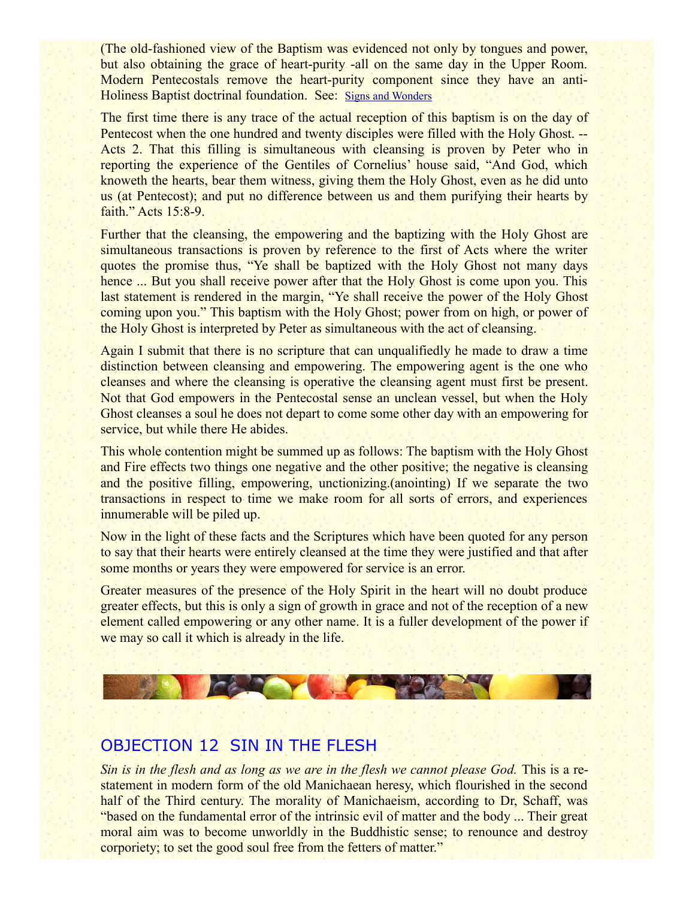(The old-fashioned view of the Baptism was evidenced not only by tongues and power, but also obtaining the grace of heart-purity -all on the same day in the Upper Room. Modern Pentecostals remove the heart-purity component since they have an anti-Holiness Baptist doctrinal foundation. See: Signs and Wonders

The first time there is any trace of the actual reception of this baptism is on the day of Pentecost when the one hundred and twenty disciples were filled with the Holy Ghost. -- Acts 2. That this filling is simultaneous with cleansing is proven by Peter who in reporting the experience of the Gentiles of Cornelius' house said, "And God, which knoweth the hearts, bear them witness, giving them the Holy Ghost, even as he did unto us (at Pentecost); and put no difference between us and them purifying their hearts by faith." Acts 15:8-9.

Further that the cleansing, the empowering and the baptizing with the Holy Ghost are simultaneous transactions is proven by reference to the first of Acts where the writer quotes the promise thus, "Ye shall be baptized with the Holy Ghost not many days hence ... But you shall receive power after that the Holy Ghost is come upon you. This last statement is rendered in the margin, "Ye shall receive the power of the Holy Ghost coming upon you." This baptism with the Holy Ghost; power from on high, or power of the Holy Ghost is interpreted by Peter as simultaneous with the act of cleansing.

Again I submit that there is no scripture that can unqualifiedly he made to draw a time distinction between cleansing and empowering. The empowering agent is the one who cleanses and where the cleansing is operative the cleansing agent must first be present. Not that God empowers in the Pentecostal sense an unclean vessel, but when the Holy Ghost cleanses a soul he does not depart to come some other day with an empowering for service, but while there He abides.

This whole contention might be summed up as follows: The baptism with the Holy Ghost and Fire effects two things one negative and the other positive; the negative is cleansing and the positive filling, empowering, unctionizing.(anointing) If we separate the two transactions in respect to time we make room for all sorts of errors, and experiences innumerable will be piled up.

Now in the light of these facts and the Scriptures which have been quoted for any person to say that their hearts were entirely cleansed at the time they were justified and that after some months or years they were empowered for service is an error.

Greater measures of the presence of the Holy Spirit in the heart will no doubt produce greater effects, but this is only a sign of growth in grace and not of the reception of a new element called empowering or any other name. It is a fuller development of the power if we may so call it which is already in the life.

## OBJECTION 12 SIN IN THE FLESH

*Sin is in the flesh and as long as we are in the flesh we cannot please God.* This is a re-statement in modern form of the old Manichaean heresy, which flourished in the second half of the Third century. The morality of Manichaeism, according to Dr, Schaff, was "based on the fundamental error of the intrinsic evil of matter and the body ... Their great moral aim was to become unworldly in the Buddhistic sense; to renounce and destroy corporiety; to set the good soul free from the fetters of matter."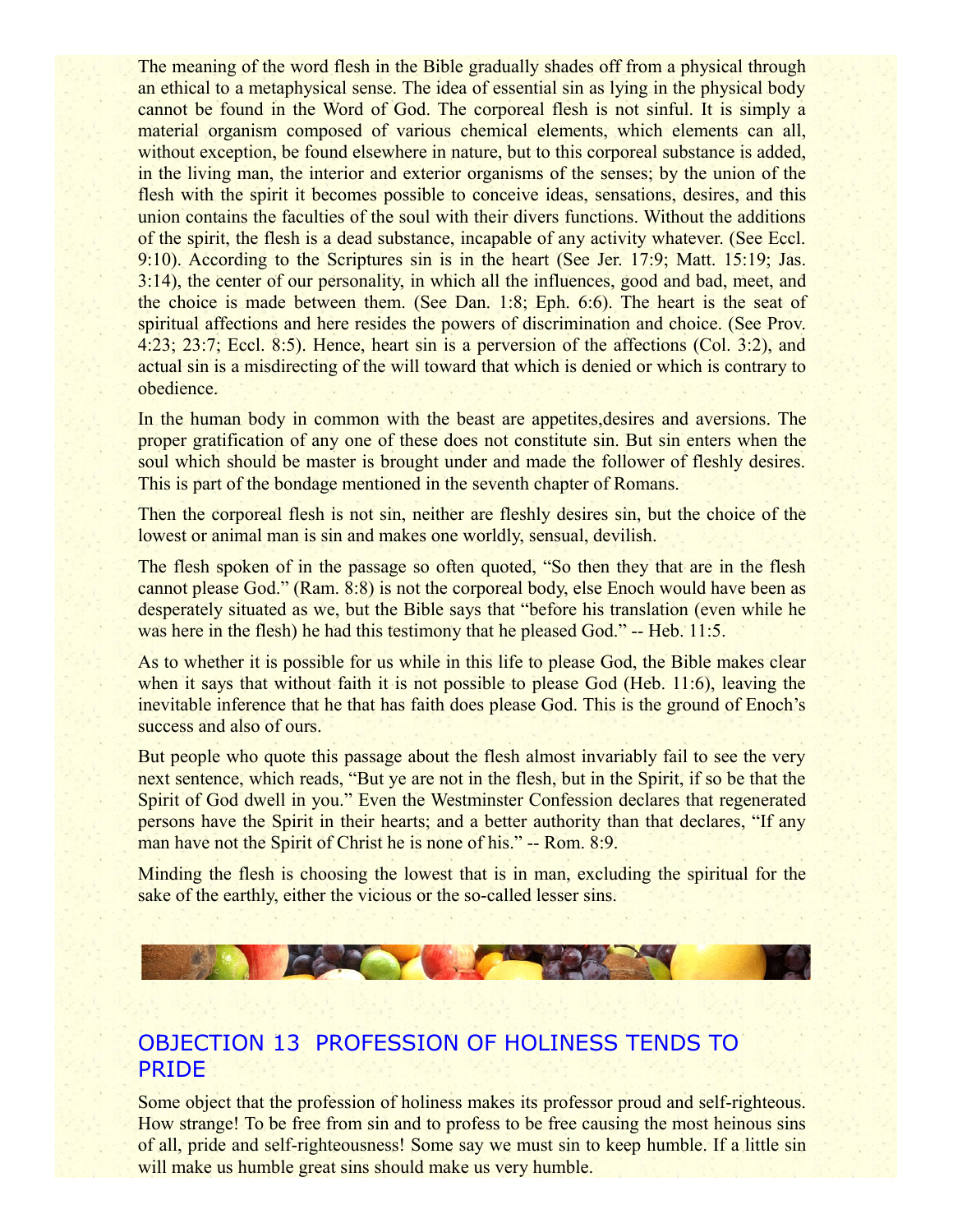The meaning of the word flesh in the Bible gradually shades off from a physical through an ethical to a metaphysical sense. The idea of essential sin as lying in the physical body cannot be found in the Word of God. The corporeal flesh is not sinful. It is simply a material organism composed of various chemical elements, which elements can all, without exception, be found elsewhere in nature, but to this corporeal substance is added, in the living man, the interior and exterior organisms of the senses; by the union of the flesh with the spirit it becomes possible to conceive ideas, sensations, desires, and this union contains the faculties of the soul with their divers functions. Without the additions of the spirit, the flesh is a dead substance, incapable of any activity whatever. (See Eccl. 9:10). According to the Scriptures sin is in the heart (See Jer. 17:9; Matt. 15:19; Jas. 3:14), the center of our personality, in which all the influences, good and bad, meet, and the choice is made between them. (See Dan. 1:8; Eph. 6:6). The heart is the seat of spiritual affections and here resides the powers of discrimination and choice. (See Prov. 4:23; 23:7; Eccl. 8:5). Hence, heart sin is a perversion of the affections (Col. 3:2), and actual sin is a misdirecting of the will toward that which is denied or which is contrary to obedience.

In the human body in common with the beast are appetites,desires and aversions. The proper gratification of any one of these does not constitute sin. But sin enters when the soul which should be master is brought under and made the follower of fleshly desires. This is part of the bondage mentioned in the seventh chapter of Romans.

Then the corporeal flesh is not sin, neither are fleshly desires sin, but the choice of the lowest or animal man is sin and makes one worldly, sensual, devilish.

The flesh spoken of in the passage so often quoted, "So then they that are in the flesh cannot please God." (Ram. 8:8) is not the corporeal body, else Enoch would have been as desperately situated as we, but the Bible says that "before his translation (even while he was here in the flesh) he had this testimony that he pleased God." -- Heb. 11:5.

As to whether it is possible for us while in this life to please God, the Bible makes clear when it says that without faith it is not possible to please God (Heb. 11:6), leaving the inevitable inference that he that has faith does please God. This is the ground of Enoch's success and also of ours.

But people who quote this passage about the flesh almost invariably fail to see the very next sentence, which reads, "But ye are not in the flesh, but in the Spirit, if so be that the Spirit of God dwell in you." Even the Westminster Confession declares that regenerated persons have the Spirit in their hearts; and a better authority than that declares, "If any man have not the Spirit of Christ he is none of his." -- Rom. 8:9.

Minding the flesh is choosing the lowest that is in man, excluding the spiritual for the sake of the earthly, either the vicious or the so-called lesser sins.

## OBJECTION 13 PROFESSION OF HOLINESS TENDS TO PRIDE

Some object that the profession of holiness makes its professor proud and self-righteous. How strange! To be free from sin and to profess to be free causing the most heinous sins of all, pride and self-righteousness! Some say we must sin to keep humble. If a little sin will make us humble great sins should make us very humble.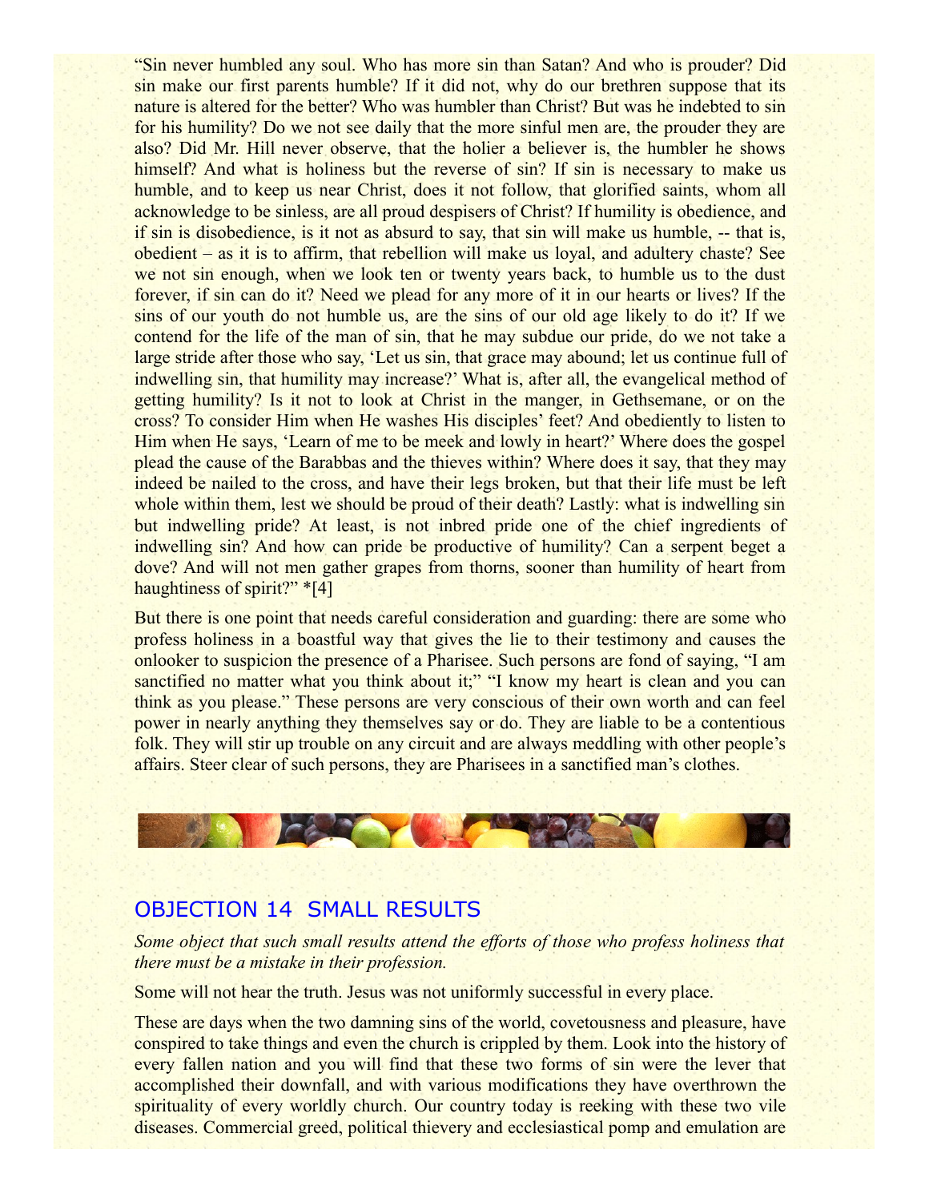"Sin never humbled any soul. Who has more sin than Satan? And who is prouder? Did sin make our first parents humble? If it did not, why do our brethren suppose that its nature is altered for the better? Who was humbler than Christ? But was he indebted to sin for his humility? Do we not see daily that the more sinful men are, the prouder they are also? Did Mr. Hill never observe, that the holier a believer is, the humbler he shows himself? And what is holiness but the reverse of sin? If sin is necessary to make us humble, and to keep us near Christ, does it not follow, that glorified saints, whom all acknowledge to be sinless, are all proud despisers of Christ? If humility is obedience, and if sin is disobedience, is it not as absurd to say, that sin will make us humble, -- that is, obedient – as it is to affirm, that rebellion will make us loyal, and adultery chaste? See we not sin enough, when we look ten or twenty years back, to humble us to the dust forever, if sin can do it? Need we plead for any more of it in our hearts or lives? If the sins of our youth do not humble us, are the sins of our old age likely to do it? If we contend for the life of the man of sin, that he may subdue our pride, do we not take a large stride after those who say, 'Let us sin, that grace may abound; let us continue full of indwelling sin, that humility may increase?' What is, after all, the evangelical method of getting humility? Is it not to look at Christ in the manger, in Gethsemane, or on the cross? To consider Him when He washes His disciples' feet? And obediently to listen to Him when He says, 'Learn of me to be meek and lowly in heart?' Where does the gospel plead the cause of the Barabbas and the thieves within? Where does it say, that they may indeed be nailed to the cross, and have their legs broken, but that their life must be left whole within them, lest we should be proud of their death? Lastly: what is indwelling sin but indwelling pride? At least, is not inbred pride one of the chief ingredients of indwelling sin? And how can pride be productive of humility? Can a serpent beget a dove? And will not men gather grapes from thorns, sooner than humility of heart from haughtiness of spirit?" *[4]

But there is one point that needs careful consideration and guarding: there are some who profess holiness in a boastful way that gives the lie to their testimony and causes the onlooker to suspicion the presence of a Pharisee. Such persons are fond of saying, "I am sanctified no matter what you think about it;" "I know my heart is clean and you can think as you please." These persons are very conscious of their own worth and can feel power in nearly anything they themselves say or do. They are liable to be a contentious folk. They will stir up trouble on any circuit and are always meddling with other people's affairs. Steer clear of such persons, they are Pharisees in a sanctified man's clothes.

## OBJECTION 14 SMALL RESULTS

*Some object that such small results attend the efforts of those who profess holiness that there must be a mistake in their profession.*

Some will not hear the truth. Jesus was not uniformly successful in every place.

These are days when the two damning sins of the world, covetousness and pleasure, have conspired to take things and even the church is crippled by them. Look into the history of every fallen nation and you will find that these two forms of sin were the lever that accomplished their downfall, and with various modifications they have overthrown the spirituality of every worldly church. Our country today is reeking with these two vile diseases. Commercial greed, political thievery and ecclesiastical pomp and emulation are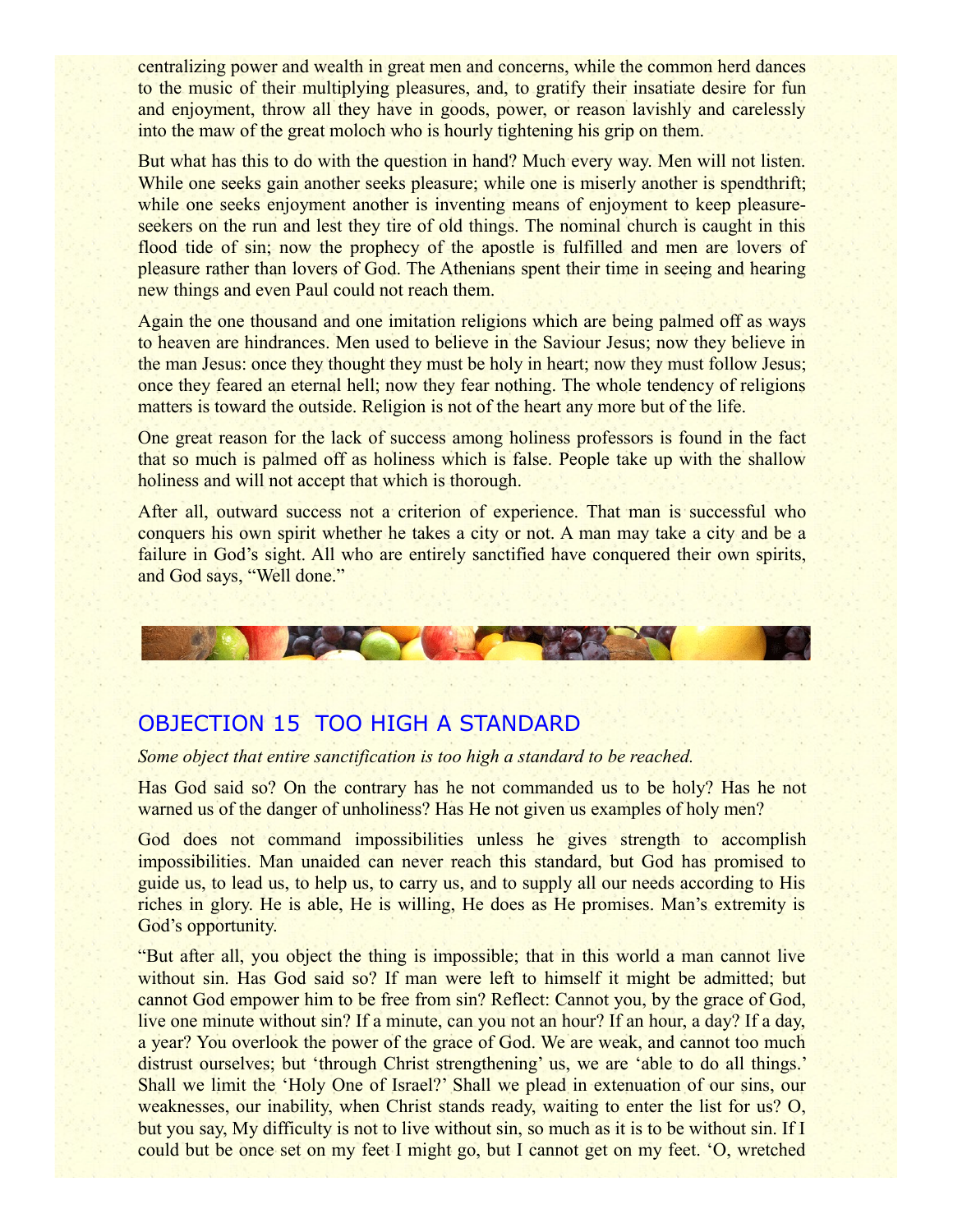centralizing power and wealth in great men and concerns, while the common herd dances to the music of their multiplying pleasures, and, to gratify their insatiate desire for fun and enjoyment, throw all they have in goods, power, or reason lavishly and carelessly into the maw of the great moloch who is hourly tightening his grip on them.

But what has this to do with the question in hand? Much every way. Men will not listen. While one seeks gain another seeks pleasure; while one is miserly another is spendthrift; while one seeks enjoyment another is inventing means of enjoyment to keep pleasure-seekers on the run and lest they tire of old things. The nominal church is caught in this flood tide of sin; now the prophecy of the apostle is fulfilled and men are lovers of pleasure rather than lovers of God. The Athenians spent their time in seeing and hearing new things and even Paul could not reach them.

Again the one thousand and one imitation religions which are being palmed off as ways to heaven are hindrances. Men used to believe in the Saviour Jesus; now they believe in the man Jesus: once they thought they must be holy in heart; now they must follow Jesus; once they feared an eternal hell; now they fear nothing. The whole tendency of religions matters is toward the outside. Religion is not of the heart any more but of the life.

One great reason for the lack of success among holiness professors is found in the fact that so much is palmed off as holiness which is false. People take up with the shallow holiness and will not accept that which is thorough.

After all, outward success not a criterion of experience. That man is successful who conquers his own spirit whether he takes a city or not. A man may take a city and be a failure in God's sight. All who are entirely sanctified have conquered their own spirits, and God says, "Well done."

## OBJECTION 15 TOO HIGH A STANDARD

*Some object that entire sanctification is too high a standard to be reached.*

Has God said so? On the contrary has he not commanded us to be holy? Has he not warned us of the danger of unholiness? Has He not given us examples of holy men?

God does not command impossibilities unless he gives strength to accomplish impossibilities. Man unaided can never reach this standard, but God has promised to guide us, to lead us, to help us, to carry us, and to supply all our needs according to His riches in glory. He is able, He is willing, He does as He promises. Man's extremity is God's opportunity.

"But after all, you object the thing is impossible; that in this world a man cannot live without sin. Has God said so? If man were left to himself it might be admitted; but cannot God empower him to be free from sin? Reflect: Cannot you, by the grace of God, live one minute without sin? If a minute, can you not an hour? If an hour, a day? If a day, a year? You overlook the power of the grace of God. We are weak, and cannot too much distrust ourselves; but 'through Christ strengthening' us, we are 'able to do all things.' Shall we limit the 'Holy One of Israel?' Shall we plead in extenuation of our sins, our weaknesses, our inability, when Christ stands ready, waiting to enter the list for us? O, but you say, My difficulty is not to live without sin, so much as it is to be without sin. If I could but be once set on my feet I might go, but I cannot get on my feet. 'O, wretched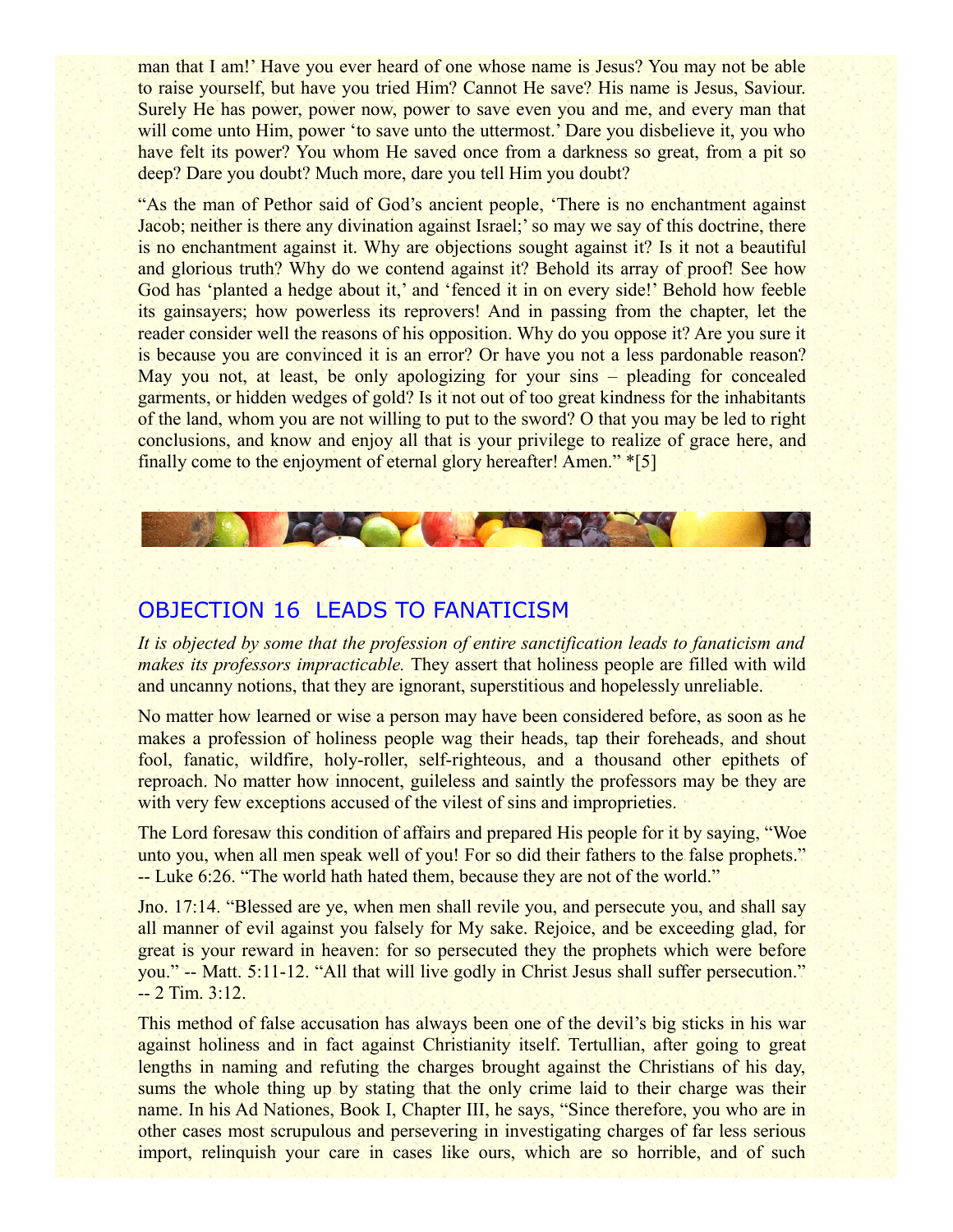man that I am!' Have you ever heard of one whose name is Jesus? You may not be able to raise yourself, but have you tried Him? Cannot He save? His name is Jesus, Saviour. Surely He has power, power now, power to save even you and me, and every man that will come unto Him, power 'to save unto the uttermost.' Dare you disbelieve it, you who have felt its power? You whom He saved once from a darkness so great, from a pit so deep? Dare you doubt? Much more, dare you tell Him you doubt?

"As the man of Pethor said of God's ancient people, 'There is no enchantment against Jacob; neither is there any divination against Israel;' so may we say of this doctrine, there is no enchantment against it. Why are objections sought against it? Is it not a beautiful and glorious truth? Why do we contend against it? Behold its array of proof! See how God has 'planted a hedge about it,' and 'fenced it in on every side!' Behold how feeble its gainsayers; how powerless its reprovers! And in passing from the chapter, let the reader consider well the reasons of his opposition. Why do you oppose it? Are you sure it is because you are convinced it is an error? Or have you not a less pardonable reason? May you not, at least, be only apologizing for your sins – pleading for concealed garments, or hidden wedges of gold? Is it not out of too great kindness for the inhabitants of the land, whom you are not willing to put to the sword? O that you may be led to right conclusions, and know and enjoy all that is your privilege to realize of grace here, and finally come to the enjoyment of eternal glory hereafter! Amen." *[5]

## OBJECTION 16 LEADS TO FANATICISM

*It is objected by some that the profession of entire sanctification leads to fanaticism and makes its professors impracticable.* They assert that holiness people are filled with wild and uncanny notions, that they are ignorant, superstitious and hopelessly unreliable.

No matter how learned or wise a person may have been considered before, as soon as he makes a profession of holiness people wag their heads, tap their foreheads, and shout fool, fanatic, wildfire, holy-roller, self-righteous, and a thousand other epithets of reproach. No matter how innocent, guileless and saintly the professors may be they are with very few exceptions accused of the vilest of sins and improprieties.

The Lord foresaw this condition of affairs and prepared His people for it by saying, "Woe unto you, when all men speak well of you! For so did their fathers to the false prophets." -- Luke 6:26. "The world hath hated them, because they are not of the world."

Jno. 17:14. "Blessed are ye, when men shall revile you, and persecute you, and shall say all manner of evil against you falsely for My sake. Rejoice, and be exceeding glad, for great is your reward in heaven: for so persecuted they the prophets which were before you." -- Matt. 5:11-12. "All that will live godly in Christ Jesus shall suffer persecution." -- 2 Tim. 3:12.

This method of false accusation has always been one of the devil's big sticks in his war against holiness and in fact against Christianity itself. Tertullian, after going to great lengths in naming and refuting the charges brought against the Christians of his day, sums the whole thing up by stating that the only crime laid to their charge was their name. In his Ad Nationes, Book I, Chapter III, he says, "Since therefore, you who are in other cases most scrupulous and persevering in investigating charges of far less serious import, relinquish your care in cases like ours, which are so horrible, and of such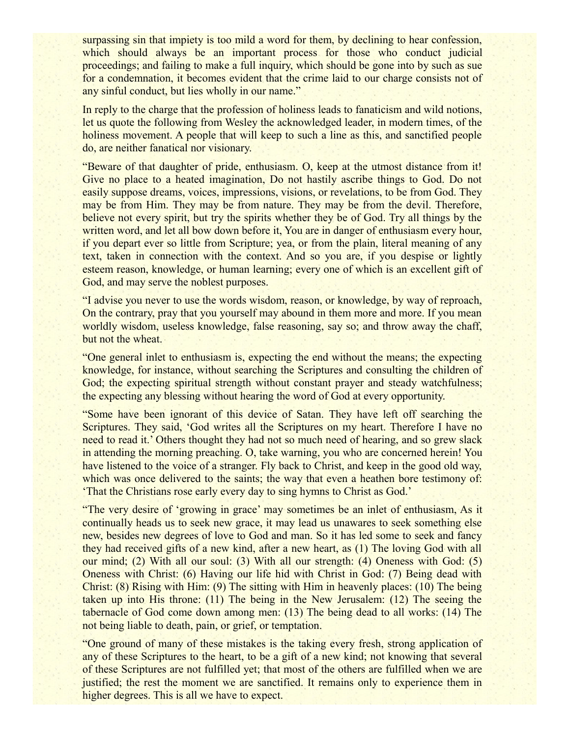surpassing sin that impiety is too mild a word for them, by declining to hear confession, which should always be an important process for those who conduct judicial proceedings; and failing to make a full inquiry, which should be gone into by such as sue for a condemnation, it becomes evident that the crime laid to our charge consists not of any sinful conduct, but lies wholly in our name."

In reply to the charge that the profession of holiness leads to fanaticism and wild notions, let us quote the following from Wesley the acknowledged leader, in modern times, of the holiness movement. A people that will keep to such a line as this, and sanctified people do, are neither fanatical nor visionary.

"Beware of that daughter of pride, enthusiasm. O, keep at the utmost distance from it! Give no place to a heated imagination, Do not hastily ascribe things to God. Do not easily suppose dreams, voices, impressions, visions, or revelations, to be from God. They may be from Him. They may be from nature. They may be from the devil. Therefore, believe not every spirit, but try the spirits whether they be of God. Try all things by the written word, and let all bow down before it, You are in danger of enthusiasm every hour, if you depart ever so little from Scripture; yea, or from the plain, literal meaning of any text, taken in connection with the context. And so you are, if you despise or lightly esteem reason, knowledge, or human learning; every one of which is an excellent gift of God, and may serve the noblest purposes.

"I advise you never to use the words wisdom, reason, or knowledge, by way of reproach, On the contrary, pray that you yourself may abound in them more and more. If you mean worldly wisdom, useless knowledge, false reasoning, say so; and throw away the chaff, but not the wheat.

"One general inlet to enthusiasm is, expecting the end without the means; the expecting knowledge, for instance, without searching the Scriptures and consulting the children of God; the expecting spiritual strength without constant prayer and steady watchfulness; the expecting any blessing without hearing the word of God at every opportunity.

"Some have been ignorant of this device of Satan. They have left off searching the Scriptures. They said, 'God writes all the Scriptures on my heart. Therefore I have no need to read it.' Others thought they had not so much need of hearing, and so grew slack in attending the morning preaching. O, take warning, you who are concerned herein! You have listened to the voice of a stranger. Fly back to Christ, and keep in the good old way, which was once delivered to the saints; the way that even a heathen bore testimony of: 'That the Christians rose early every day to sing hymns to Christ as God.'

"The very desire of 'growing in grace' may sometimes be an inlet of enthusiasm, As it continually heads us to seek new grace, it may lead us unawares to seek something else new, besides new degrees of love to God and man. So it has led some to seek and fancy they had received gifts of a new kind, after a new heart, as (1) The loving God with all our mind; (2) With all our soul: (3) With all our strength: (4) Oneness with God: (5) Oneness with Christ: (6) Having our life hid with Christ in God: (7) Being dead with Christ: (8) Rising with Him: (9) The sitting with Him in heavenly places: (10) The being taken up into His throne: (11) The being in the New Jerusalem: (12) The seeing the tabernacle of God come down among men: (13) The being dead to all works: (14) The not being liable to death, pain, or grief, or temptation.

"One ground of many of these mistakes is the taking every fresh, strong application of any of these Scriptures to the heart, to be a gift of a new kind; not knowing that several of these Scriptures are not fulfilled yet; that most of the others are fulfilled when we are justified; the rest the moment we are sanctified. It remains only to experience them in higher degrees. This is all we have to expect.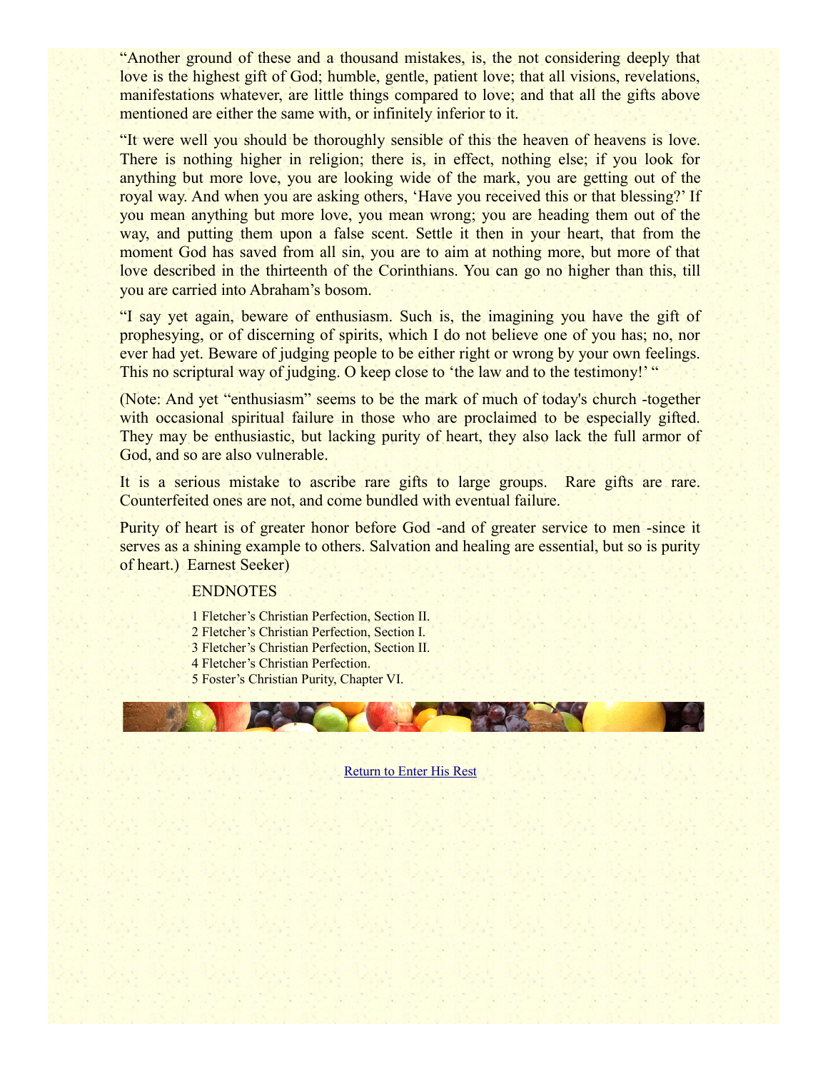"Another ground of these and a thousand mistakes, is, the not considering deeply that love is the highest gift of God; humble, gentle, patient love; that all visions, revelations, manifestations whatever, are little things compared to love; and that all the gifts above mentioned are either the same with, or infinitely inferior to it.

"It were well you should be thoroughly sensible of this the heaven of heavens is love. There is nothing higher in religion; there is, in effect, nothing else; if you look for anything but more love, you are looking wide of the mark, you are getting out of the royal way. And when you are asking others, 'Have you received this or that blessing?' If you mean anything but more love, you mean wrong; you are heading them out of the way, and putting them upon a false scent. Settle it then in your heart, that from the moment God has saved from all sin, you are to aim at nothing more, but more of that love described in the thirteenth of the Corinthians. You can go no higher than this, till you are carried into Abraham's bosom.

"I say yet again, beware of enthusiasm. Such is, the imagining you have the gift of prophesying, or of discerning of spirits, which I do not believe one of you has; no, nor ever had yet. Beware of judging people to be either right or wrong by your own feelings. This no scriptural way of judging. O keep close to 'the law and to the testimony!' "

(Note: And yet "enthusiasm" seems to be the mark of much of today's church -together with occasional spiritual failure in those who are proclaimed to be especially gifted. They may be enthusiastic, but lacking purity of heart, they also lack the full armor of God, and so are also vulnerable.

It is a serious mistake to ascribe rare gifts to large groups. Rare gifts are rare. Counterfeited ones are not, and come bundled with eventual failure.

Purity of heart is of greater honor before God -and of greater service to men -since it serves as a shining example to others. Salvation and healing are essential, but so is purity of heart.) Earnest Seeker)

ENDNOTES

1 Fletcher's Christian Perfection, Section II.
2 Fletcher's Christian Perfection, Section I.
3 Fletcher's Christian Perfection, Section II.
4 Fletcher's Christian Perfection.
5 Foster's Christian Purity, Chapter VI.

Return to Enter His Rest